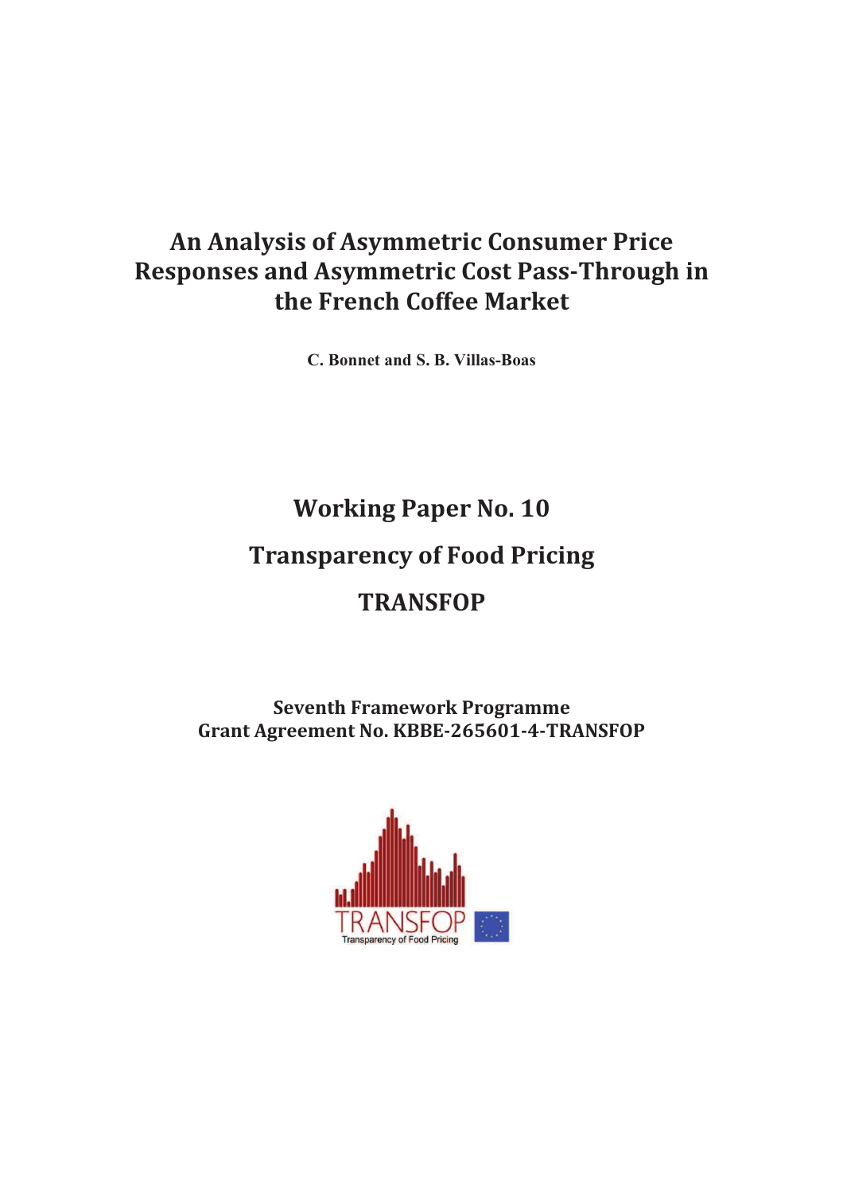# An Analysis of Asymmetric Consumer Price Responses and Asymmetric Cost Pass-Through in the French Coffee Market

**C. Bonnet and S. B. Villas-Boas**

## Working Paper No. 10

## Transparency of Food Pricing

## TRANSFOP

**Seventh Framework Programme**
**Grant Agreement No. KBBE-265601-4-TRANSFOP**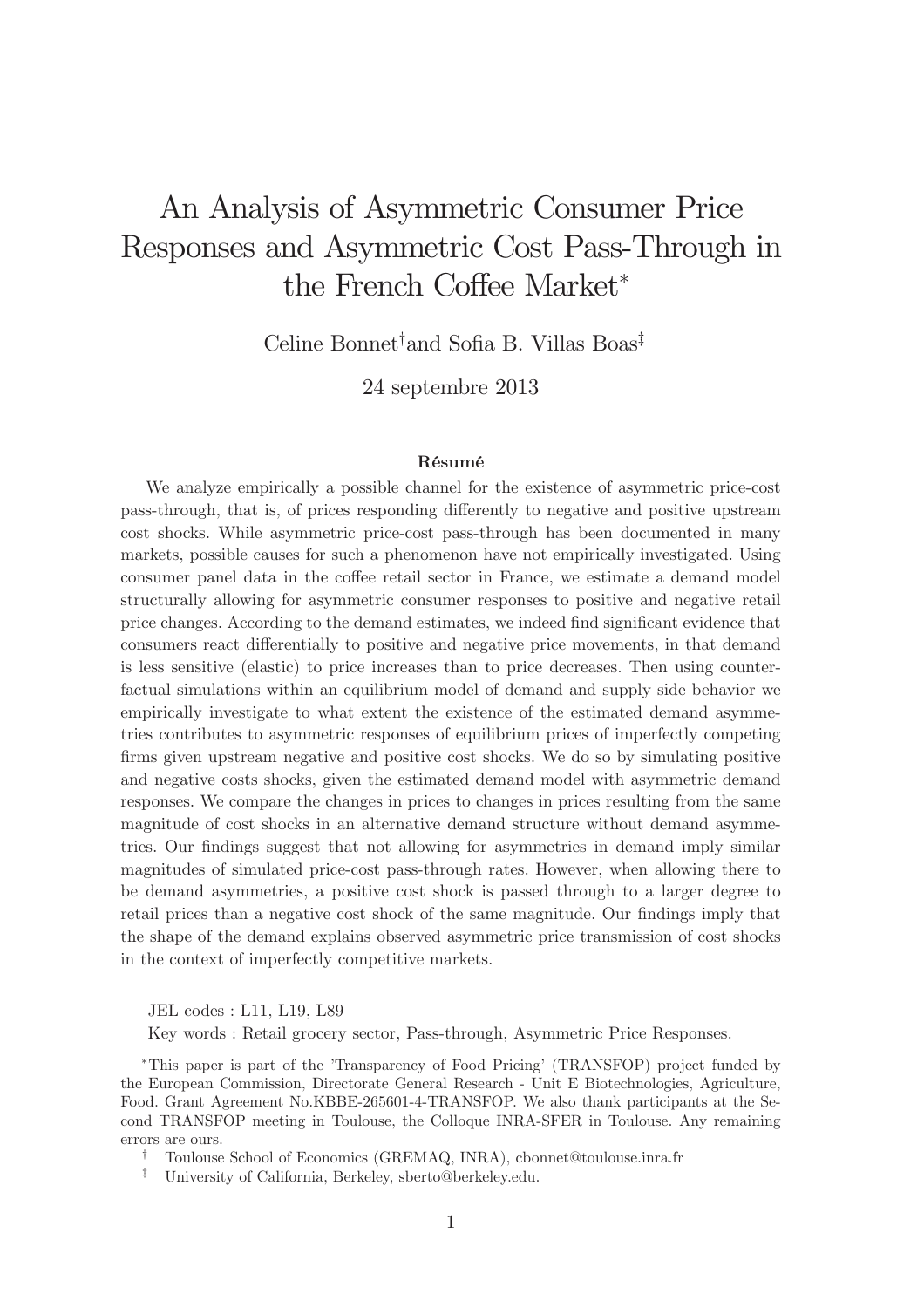# An Analysis of Asymmetric Consumer Price Responses and Asymmetric Cost Pass-Through in the French Coffee Market*

Celine Bonnet† and Sofia B. Villas Boas‡

24 septembre 2013

#### Résumé

We analyze empirically a possible channel for the existence of asymmetric price-cost pass-through, that is, of prices responding differently to negative and positive upstream cost shocks. While asymmetric price-cost pass-through has been documented in many markets, possible causes for such a phenomenon have not empirically investigated. Using consumer panel data in the coffee retail sector in France, we estimate a demand model structurally allowing for asymmetric consumer responses to positive and negative retail price changes. According to the demand estimates, we indeed find significant evidence that consumers react differentially to positive and negative price movements, in that demand is less sensitive (elastic) to price increases than to price decreases. Then using counterfactual simulations within an equilibrium model of demand and supply side behavior we empirically investigate to what extent the existence of the estimated demand asymmetries contributes to asymmetric responses of equilibrium prices of imperfectly competing firms given upstream negative and positive cost shocks. We do so by simulating positive and negative costs shocks, given the estimated demand model with asymmetric demand responses. We compare the changes in prices to changes in prices resulting from the same magnitude of cost shocks in an alternative demand structure without demand asymmetries. Our findings suggest that not allowing for asymmetries in demand imply similar magnitudes of simulated price-cost pass-through rates. However, when allowing there to be demand asymmetries, a positive cost shock is passed through to a larger degree to retail prices than a negative cost shock of the same magnitude. Our findings imply that the shape of the demand explains observed asymmetric price transmission of cost shocks in the context of imperfectly competitive markets.

JEL codes : L11, L19, L89

Key words : Retail grocery sector, Pass-through, Asymmetric Price Responses.

---

*This paper is part of the 'Transparency of Food Pricing' (TRANSFOP) project funded by the European Commission, Directorate General Research - Unit E Biotechnologies, Agriculture, Food. Grant Agreement No.KBBE-265601-4-TRANSFOP. We also thank participants at the Second TRANSFOP meeting in Toulouse, the Colloque INRA-SFER in Toulouse. Any remaining errors are ours.

† Toulouse School of Economics (GREMAQ, INRA), cbonnet@toulouse.inra.fr

‡ University of California, Berkeley, sberto@berkeley.edu.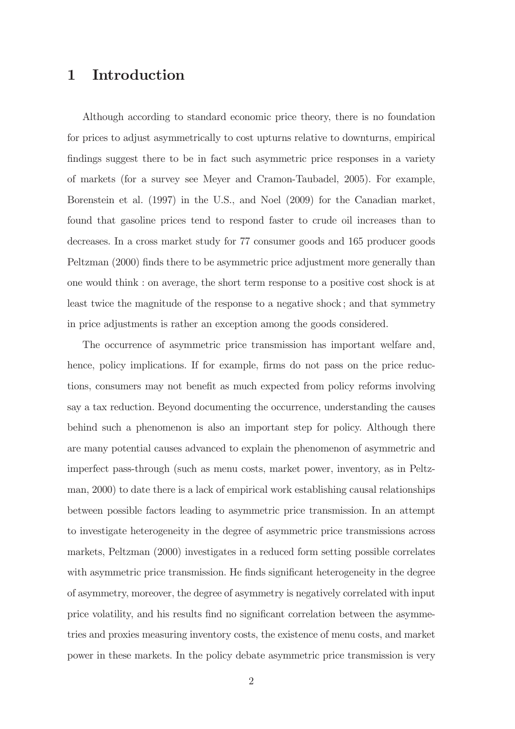# 1 Introduction

Although according to standard economic price theory, there is no foundation for prices to adjust asymmetrically to cost upturns relative to downturns, empirical findings suggest there to be in fact such asymmetric price responses in a variety of markets (for a survey see Meyer and Cramon-Taubadel, 2005). For example, Borenstein et al. (1997) in the U.S., and Noel (2009) for the Canadian market, found that gasoline prices tend to respond faster to crude oil increases than to decreases. In a cross market study for 77 consumer goods and 165 producer goods Peltzman (2000) finds there to be asymmetric price adjustment more generally than one would think : on average, the short term response to a positive cost shock is at least twice the magnitude of the response to a negative shock ; and that symmetry in price adjustments is rather an exception among the goods considered.

The occurrence of asymmetric price transmission has important welfare and, hence, policy implications. If for example, firms do not pass on the price reductions, consumers may not benefit as much expected from policy reforms involving say a tax reduction. Beyond documenting the occurrence, understanding the causes behind such a phenomenon is also an important step for policy. Although there are many potential causes advanced to explain the phenomenon of asymmetric and imperfect pass-through (such as menu costs, market power, inventory, as in Peltzman, 2000) to date there is a lack of empirical work establishing causal relationships between possible factors leading to asymmetric price transmission. In an attempt to investigate heterogeneity in the degree of asymmetric price transmissions across markets, Peltzman (2000) investigates in a reduced form setting possible correlates with asymmetric price transmission. He finds significant heterogeneity in the degree of asymmetry, moreover, the degree of asymmetry is negatively correlated with input price volatility, and his results find no significant correlation between the asymmetries and proxies measuring inventory costs, the existence of menu costs, and market power in these markets. In the policy debate asymmetric price transmission is very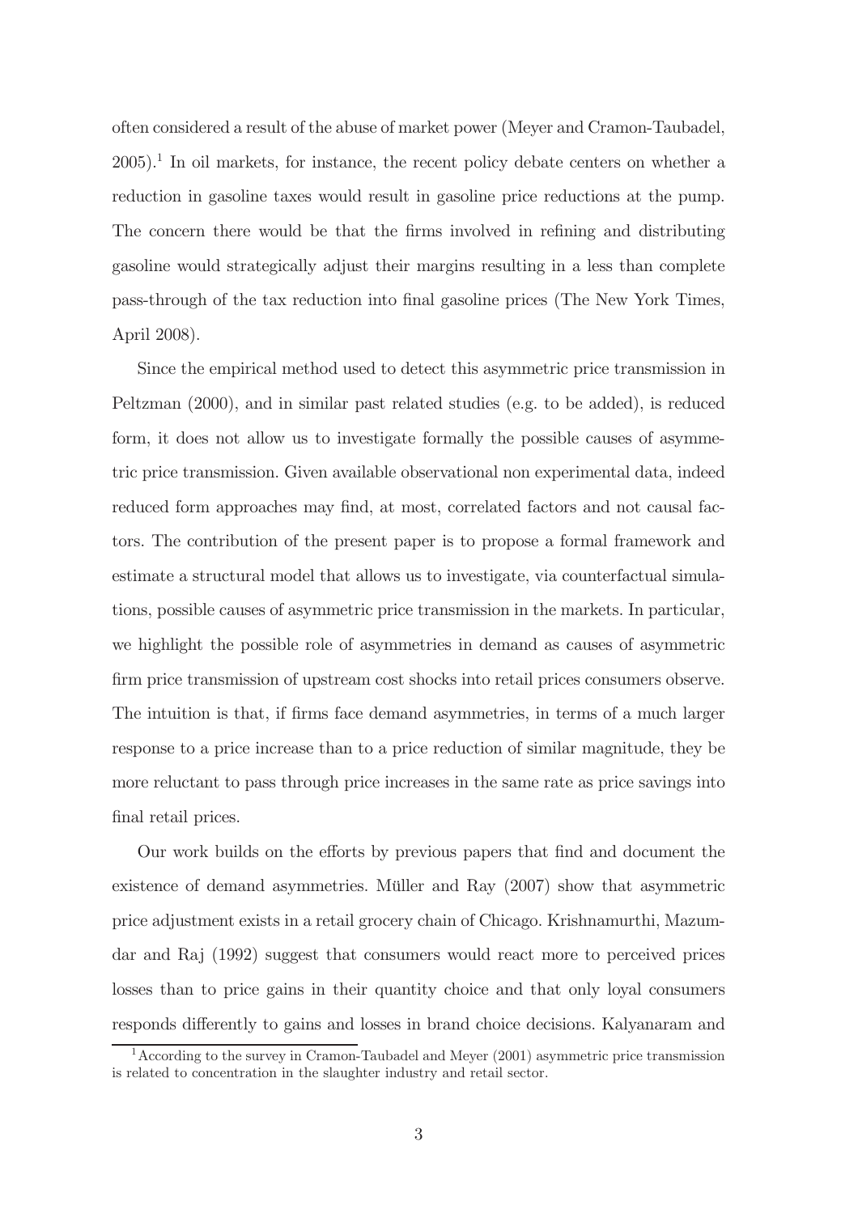often considered a result of the abuse of market power (Meyer and Cramon-Taubadel, 2005).[1] In oil markets, for instance, the recent policy debate centers on whether a reduction in gasoline taxes would result in gasoline price reductions at the pump. The concern there would be that the firms involved in refining and distributing gasoline would strategically adjust their margins resulting in a less than complete pass-through of the tax reduction into final gasoline prices (The New York Times, April 2008).

Since the empirical method used to detect this asymmetric price transmission in Peltzman (2000), and in similar past related studies (e.g. to be added), is reduced form, it does not allow us to investigate formally the possible causes of asymmetric price transmission. Given available observational non experimental data, indeed reduced form approaches may find, at most, correlated factors and not causal factors. The contribution of the present paper is to propose a formal framework and estimate a structural model that allows us to investigate, via counterfactual simulations, possible causes of asymmetric price transmission in the markets. In particular, we highlight the possible role of asymmetries in demand as causes of asymmetric firm price transmission of upstream cost shocks into retail prices consumers observe. The intuition is that, if firms face demand asymmetries, in terms of a much larger response to a price increase than to a price reduction of similar magnitude, they be more reluctant to pass through price increases in the same rate as price savings into final retail prices.

Our work builds on the efforts by previous papers that find and document the existence of demand asymmetries. Müller and Ray (2007) show that asymmetric price adjustment exists in a retail grocery chain of Chicago. Krishnamurthi, Mazumdar and Raj (1992) suggest that consumers would react more to perceived prices losses than to price gains in their quantity choice and that only loyal consumers responds differently to gains and losses in brand choice decisions. Kalyanaram and

[1] According to the survey in Cramon-Taubadel and Meyer (2001) asymmetric price transmission is related to concentration in the slaughter industry and retail sector.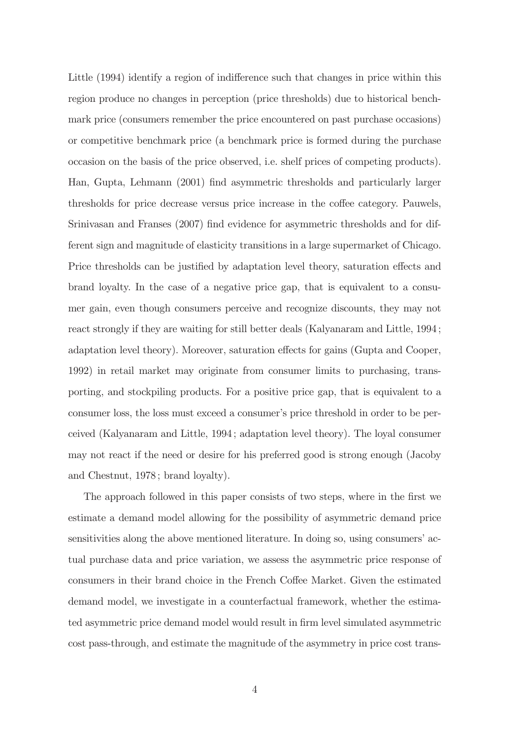Little (1994) identify a region of indifference such that changes in price within this region produce no changes in perception (price thresholds) due to historical benchmark price (consumers remember the price encountered on past purchase occasions) or competitive benchmark price (a benchmark price is formed during the purchase occasion on the basis of the price observed, i.e. shelf prices of competing products). Han, Gupta, Lehmann (2001) find asymmetric thresholds and particularly larger thresholds for price decrease versus price increase in the coffee category. Pauwels, Srinivasan and Franses (2007) find evidence for asymmetric thresholds and for different sign and magnitude of elasticity transitions in a large supermarket of Chicago. Price thresholds can be justified by adaptation level theory, saturation effects and brand loyalty. In the case of a negative price gap, that is equivalent to a consumer gain, even though consumers perceive and recognize discounts, they may not react strongly if they are waiting for still better deals (Kalyanaram and Little, 1994 ; adaptation level theory). Moreover, saturation effects for gains (Gupta and Cooper, 1992) in retail market may originate from consumer limits to purchasing, transporting, and stockpiling products. For a positive price gap, that is equivalent to a consumer loss, the loss must exceed a consumer's price threshold in order to be perceived (Kalyanaram and Little, 1994 ; adaptation level theory). The loyal consumer may not react if the need or desire for his preferred good is strong enough (Jacoby and Chestnut, 1978 ; brand loyalty).

The approach followed in this paper consists of two steps, where in the first we estimate a demand model allowing for the possibility of asymmetric demand price sensitivities along the above mentioned literature. In doing so, using consumers' actual purchase data and price variation, we assess the asymmetric price response of consumers in their brand choice in the French Coffee Market. Given the estimated demand model, we investigate in a counterfactual framework, whether the estimated asymmetric price demand model would result in firm level simulated asymmetric cost pass-through, and estimate the magnitude of the asymmetry in price cost trans-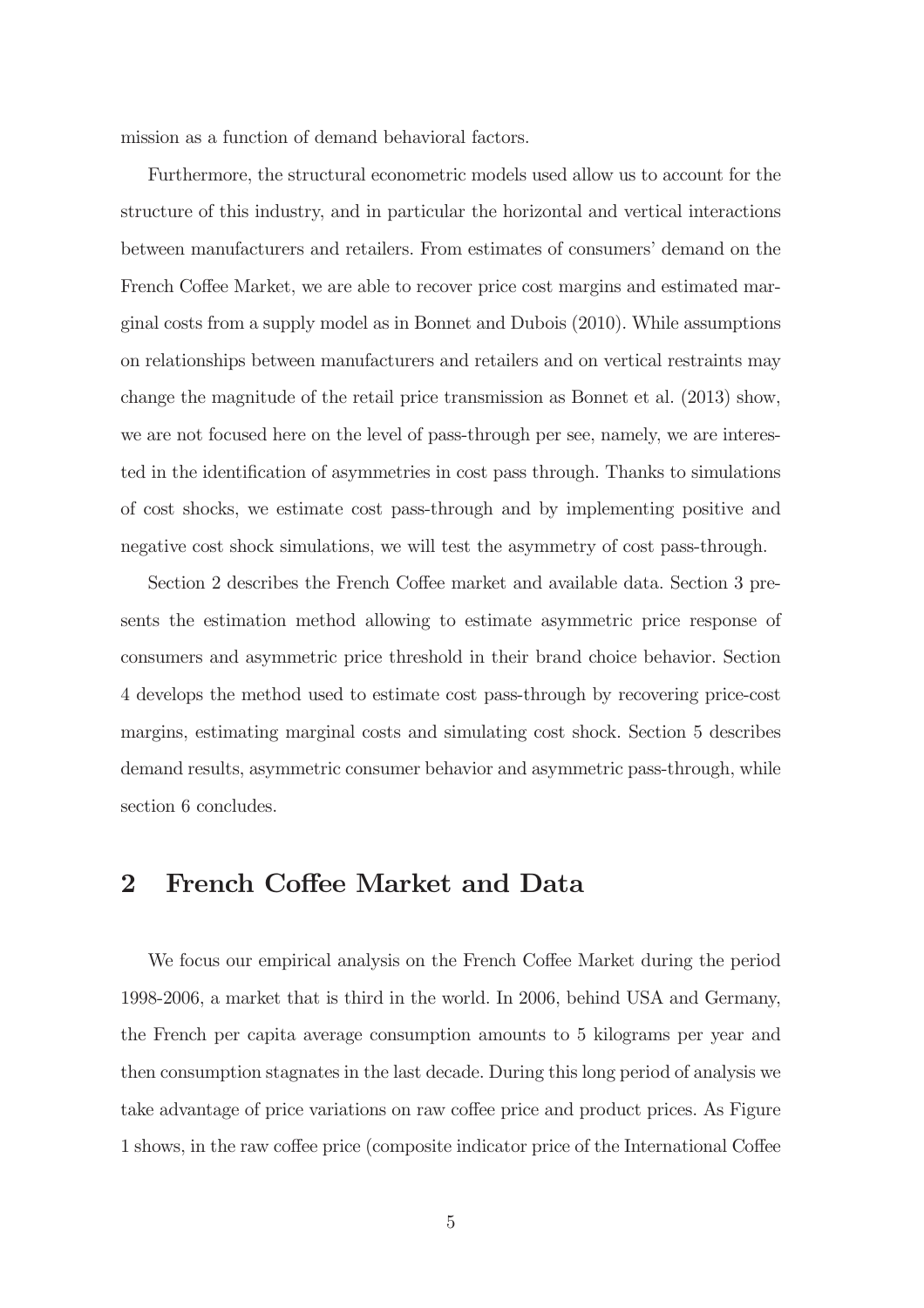mission as a function of demand behavioral factors.

Furthermore, the structural econometric models used allow us to account for the structure of this industry, and in particular the horizontal and vertical interactions between manufacturers and retailers. From estimates of consumers' demand on the French Coffee Market, we are able to recover price cost margins and estimated marginal costs from a supply model as in Bonnet and Dubois (2010). While assumptions on relationships between manufacturers and retailers and on vertical restraints may change the magnitude of the retail price transmission as Bonnet et al. (2013) show, we are not focused here on the level of pass-through per see, namely, we are interested in the identification of asymmetries in cost pass through. Thanks to simulations of cost shocks, we estimate cost pass-through and by implementing positive and negative cost shock simulations, we will test the asymmetry of cost pass-through.

Section 2 describes the French Coffee market and available data. Section 3 presents the estimation method allowing to estimate asymmetric price response of consumers and asymmetric price threshold in their brand choice behavior. Section 4 develops the method used to estimate cost pass-through by recovering price-cost margins, estimating marginal costs and simulating cost shock. Section 5 describes demand results, asymmetric consumer behavior and asymmetric pass-through, while section 6 concludes.

## 2 French Coffee Market and Data

We focus our empirical analysis on the French Coffee Market during the period 1998-2006, a market that is third in the world. In 2006, behind USA and Germany, the French per capita average consumption amounts to 5 kilograms per year and then consumption stagnates in the last decade. During this long period of analysis we take advantage of price variations on raw coffee price and product prices. As Figure 1 shows, in the raw coffee price (composite indicator price of the International Coffee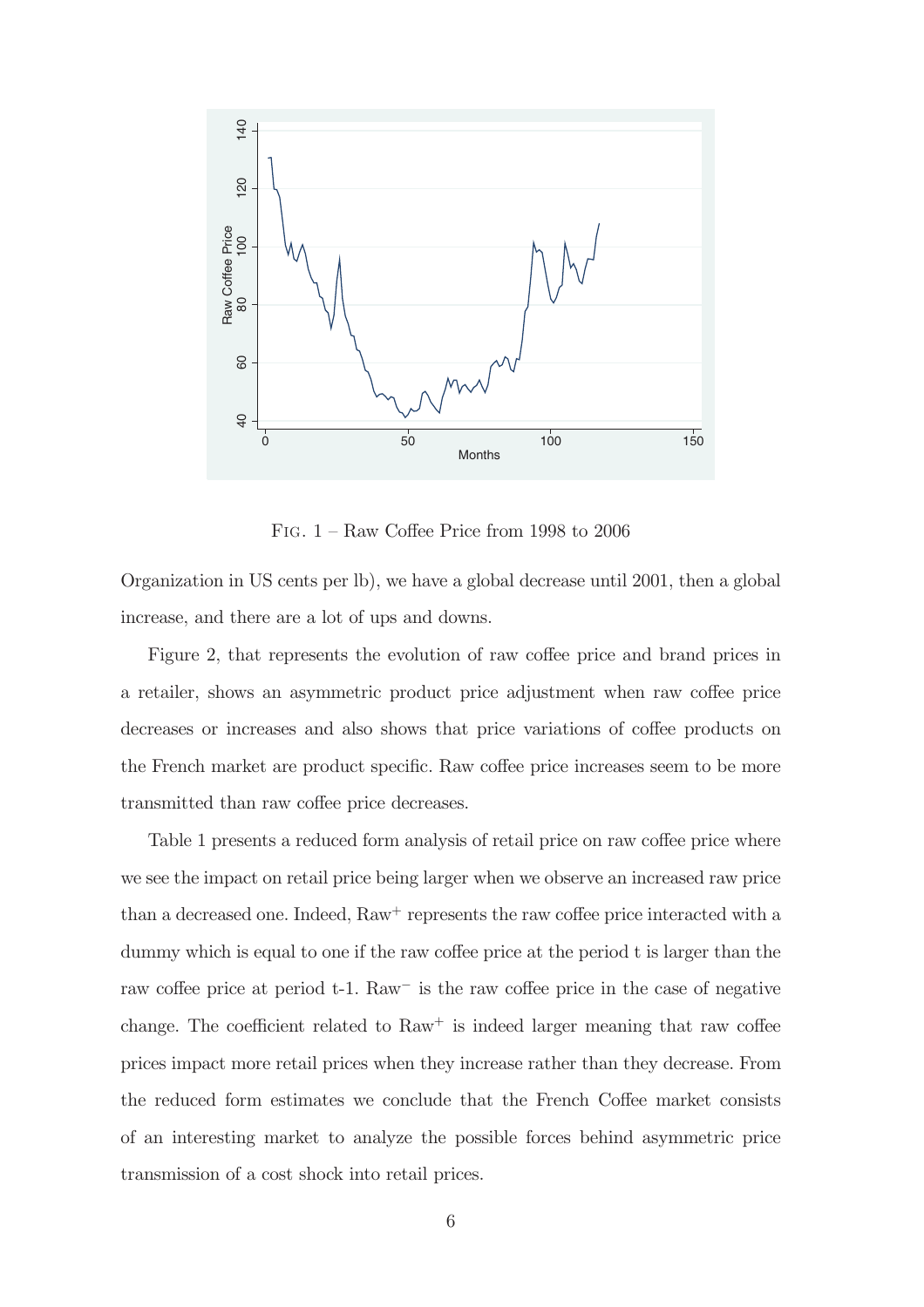FIG. 1 – Raw Coffee Price from 1998 to 2006

Organization in US cents per lb), we have a global decrease until 2001, then a global increase, and there are a lot of ups and downs.

Figure 2, that represents the evolution of raw coffee price and brand prices in a retailer, shows an asymmetric product price adjustment when raw coffee price decreases or increases and also shows that price variations of coffee products on the French market are product specific. Raw coffee price increases seem to be more transmitted than raw coffee price decreases.

Table 1 presents a reduced form analysis of retail price on raw coffee price where we see the impact on retail price being larger when we observe an increased raw price than a decreased one. Indeed, $\text{Raw}^{+}$ represents the raw coffee price interacted with a dummy which is equal to one if the raw coffee price at the period t is larger than the raw coffee price at period t-1. $\text{Raw}^{-}$ is the raw coffee price in the case of negative change. The coefficient related to $\text{Raw}^{+}$ is indeed larger meaning that raw coffee prices impact more retail prices when they increase rather than they decrease. From the reduced form estimates we conclude that the French Coffee market consists of an interesting market to analyze the possible forces behind asymmetric price transmission of a cost shock into retail prices.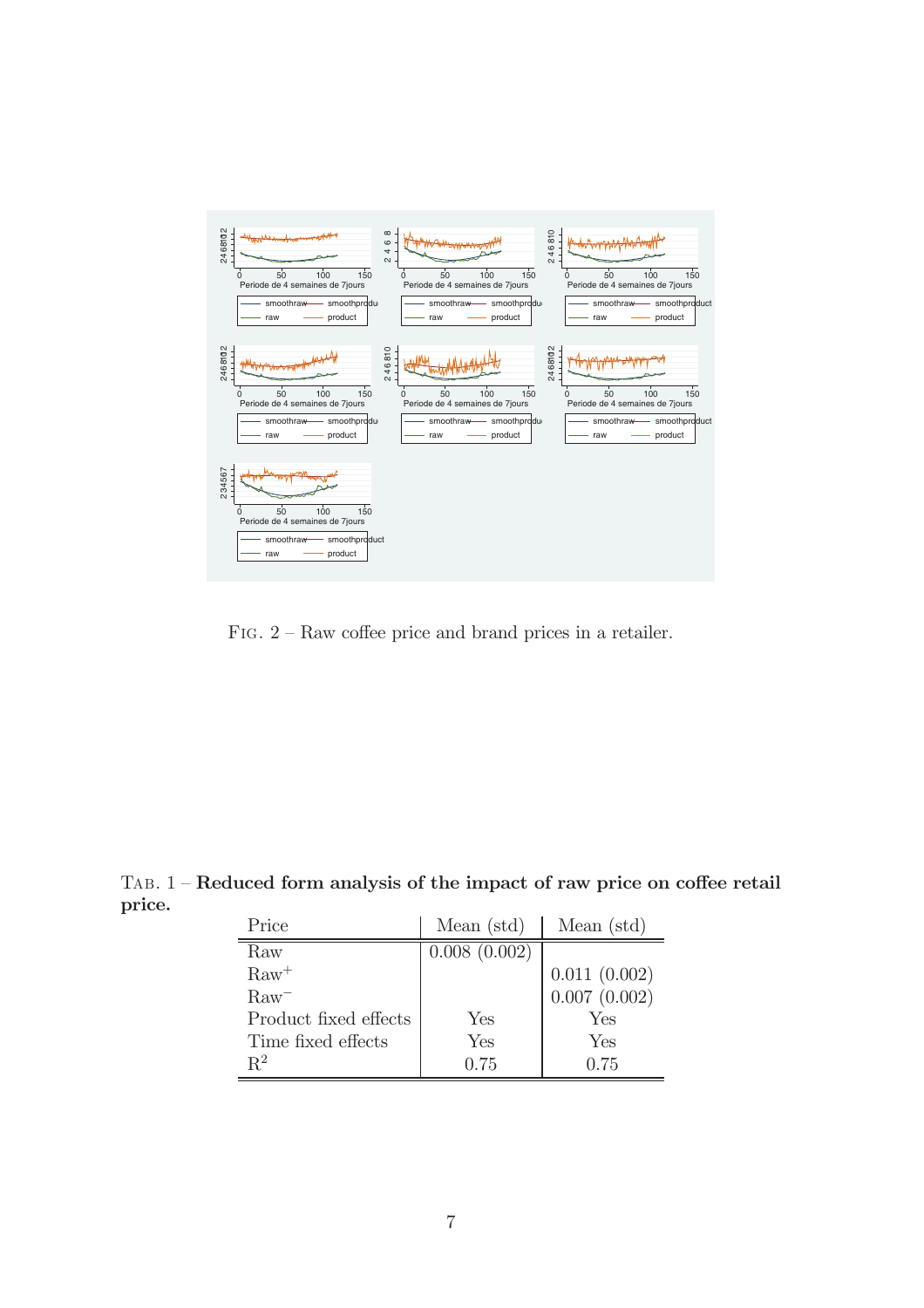FIG. 2 – Raw coffee price and brand prices in a retailer.

TAB. 1 – **Reduced form analysis of the impact of raw price on coffee retail price.**

| Price | Mean (std) | Mean (std) |
|---|---|---|
| Raw | 0.008 (0.002) | |
| $Raw^{+}$ | | 0.011 (0.002) |
| $Raw^{-}$ | | 0.007 (0.002) |
| Product fixed effects | Yes | Yes |
| Time fixed effects | Yes | Yes |
| $R^2$ | 0.75 | 0.75 |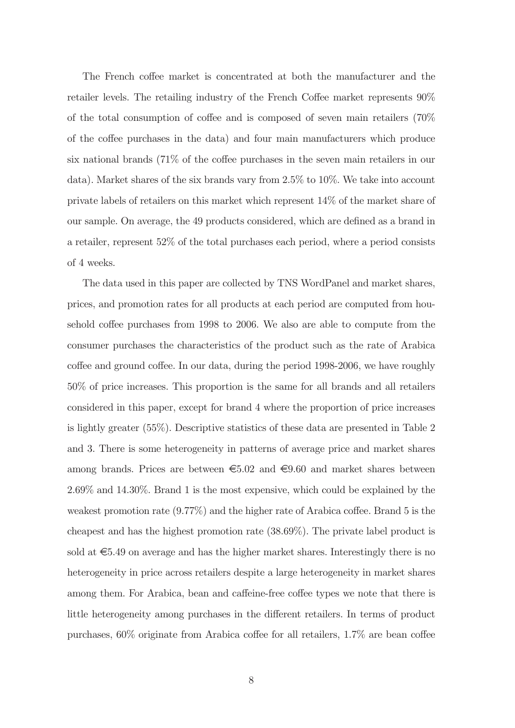The French coffee market is concentrated at both the manufacturer and the retailer levels. The retailing industry of the French Coffee market represents 90% of the total consumption of coffee and is composed of seven main retailers (70% of the coffee purchases in the data) and four main manufacturers which produce six national brands (71% of the coffee purchases in the seven main retailers in our data). Market shares of the six brands vary from 2.5% to 10%. We take into account private labels of retailers on this market which represent 14% of the market share of our sample. On average, the 49 products considered, which are defined as a brand in a retailer, represent 52% of the total purchases each period, where a period consists of 4 weeks.

The data used in this paper are collected by TNS WordPanel and market shares, prices, and promotion rates for all products at each period are computed from household coffee purchases from 1998 to 2006. We also are able to compute from the consumer purchases the characteristics of the product such as the rate of Arabica coffee and ground coffee. In our data, during the period 1998-2006, we have roughly 50% of price increases. This proportion is the same for all brands and all retailers considered in this paper, except for brand 4 where the proportion of price increases is lightly greater (55%). Descriptive statistics of these data are presented in Table 2 and 3. There is some heterogeneity in patterns of average price and market shares among brands. Prices are between €5.02 and €9.60 and market shares between 2.69% and 14.30%. Brand 1 is the most expensive, which could be explained by the weakest promotion rate (9.77%) and the higher rate of Arabica coffee. Brand 5 is the cheapest and has the highest promotion rate (38.69%). The private label product is sold at €5.49 on average and has the higher market shares. Interestingly there is no heterogeneity in price across retailers despite a large heterogeneity in market shares among them. For Arabica, bean and caffeine-free coffee types we note that there is little heterogeneity among purchases in the different retailers. In terms of product purchases, 60% originate from Arabica coffee for all retailers, 1.7% are bean coffee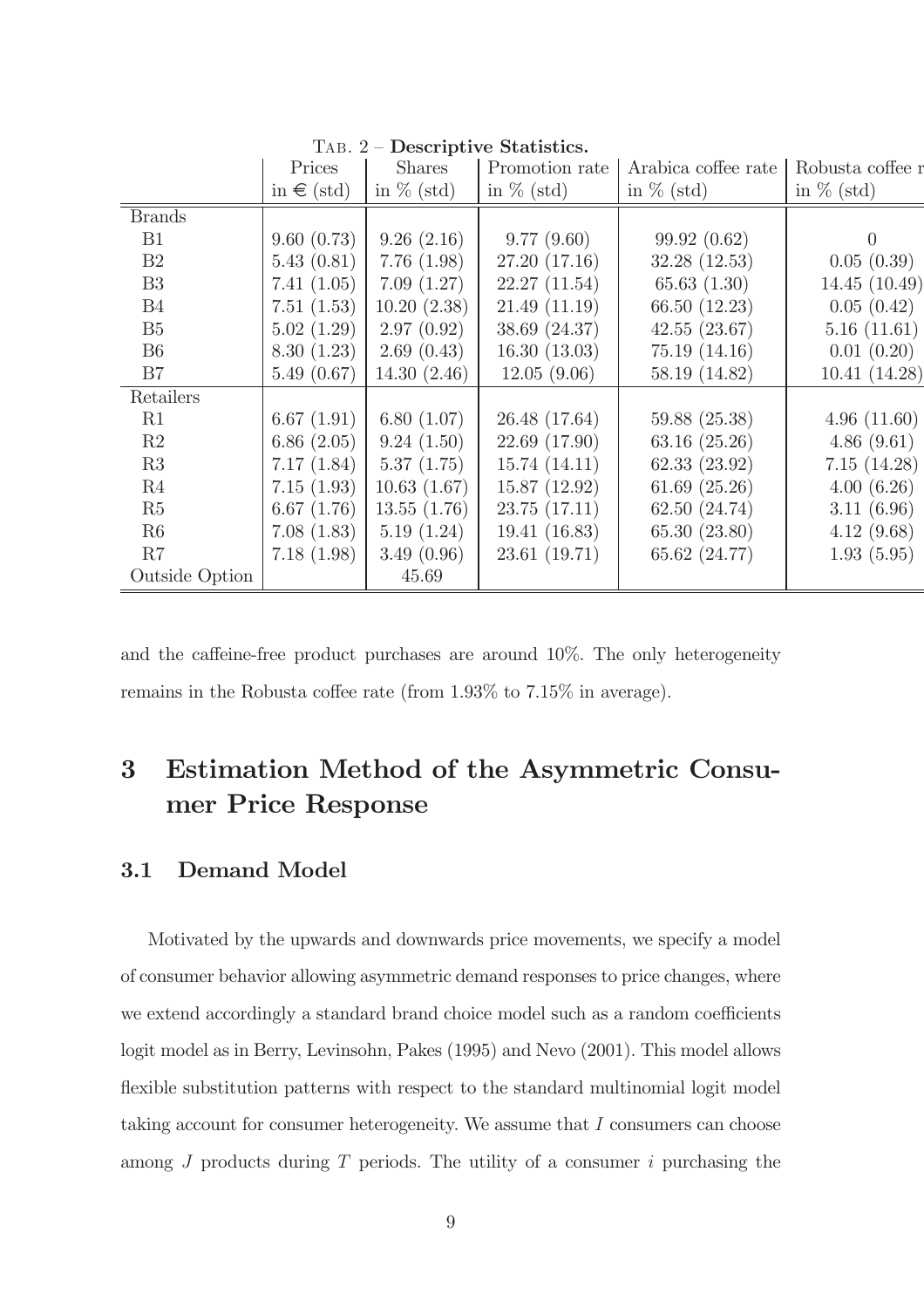Tab. 2 – **Descriptive Statistics.**

| | Prices in € (std) | Shares in % (std) | Promotion rate in % (std) | Arabica coffee rate in % (std) | Robusta coffee r in % (std) |
|---|---|---|---|---|---|
| Brands | | | | | |
| B1 | 9.60 (0.73) | 9.26 (2.16) | 9.77 (9.60) | 99.92 (0.62) | 0 |
| B2 | 5.43 (0.81) | 7.76 (1.98) | 27.20 (17.16) | 32.28 (12.53) | 0.05 (0.39) |
| B3 | 7.41 (1.05) | 7.09 (1.27) | 22.27 (11.54) | 65.63 (1.30) | 14.45 (10.49) |
| B4 | 7.51 (1.53) | 10.20 (2.38) | 21.49 (11.19) | 66.50 (12.23) | 0.05 (0.42) |
| B5 | 5.02 (1.29) | 2.97 (0.92) | 38.69 (24.37) | 42.55 (23.67) | 5.16 (11.61) |
| B6 | 8.30 (1.23) | 2.69 (0.43) | 16.30 (13.03) | 75.19 (14.16) | 0.01 (0.20) |
| B7 | 5.49 (0.67) | 14.30 (2.46) | 12.05 (9.06) | 58.19 (14.82) | 10.41 (14.28) |
| Retailers | | | | | |
| R1 | 6.67 (1.91) | 6.80 (1.07) | 26.48 (17.64) | 59.88 (25.38) | 4.96 (11.60) |
| R2 | 6.86 (2.05) | 9.24 (1.50) | 22.69 (17.90) | 63.16 (25.26) | 4.86 (9.61) |
| R3 | 7.17 (1.84) | 5.37 (1.75) | 15.74 (14.11) | 62.33 (23.92) | 7.15 (14.28) |
| R4 | 7.15 (1.93) | 10.63 (1.67) | 15.87 (12.92) | 61.69 (25.26) | 4.00 (6.26) |
| R5 | 6.67 (1.76) | 13.55 (1.76) | 23.75 (17.11) | 62.50 (24.74) | 3.11 (6.96) |
| R6 | 7.08 (1.83) | 5.19 (1.24) | 19.41 (16.83) | 65.30 (23.80) | 4.12 (9.68) |
| R7 | 7.18 (1.98) | 3.49 (0.96) | 23.61 (19.71) | 65.62 (24.77) | 1.93 (5.95) |
| Outside Option | | 45.69 | | | |

and the caffeine-free product purchases are around 10%. The only heterogeneity remains in the Robusta coffee rate (from 1.93% to 7.15% in average).

# 3 Estimation Method of the Asymmetric Consumer Price Response

## 3.1 Demand Model

Motivated by the upwards and downwards price movements, we specify a model of consumer behavior allowing asymmetric demand responses to price changes, where we extend accordingly a standard brand choice model such as a random coefficients logit model as in Berry, Levinsohn, Pakes (1995) and Nevo (2001). This model allows flexible substitution patterns with respect to the standard multinomial logit model taking account for consumer heterogeneity. We assume that $I$ consumers can choose among $J$ products during $T$ periods. The utility of a consumer $i$ purchasing the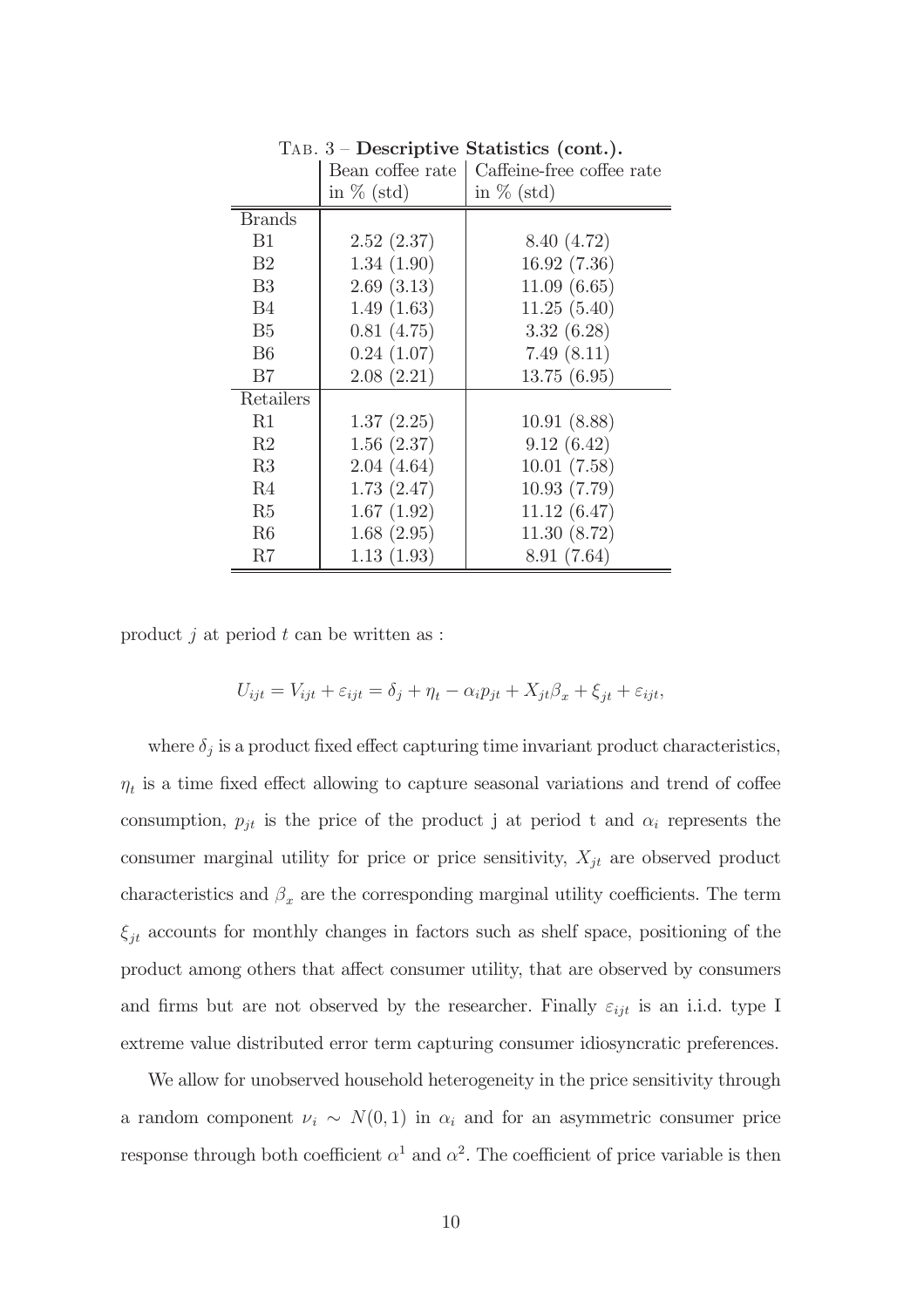TAB. 3 – **Descriptive Statistics (cont.).**

| | Bean coffee rate in % (std) | Caffeine-free coffee rate in % (std) |
|---|---|---|
| Brands | | |
| B1 | 2.52 (2.37) | 8.40 (4.72) |
| B2 | 1.34 (1.90) | 16.92 (7.36) |
| B3 | 2.69 (3.13) | 11.09 (6.65) |
| B4 | 1.49 (1.63) | 11.25 (5.40) |
| B5 | 0.81 (4.75) | 3.32 (6.28) |
| B6 | 0.24 (1.07) | 7.49 (8.11) |
| B7 | 2.08 (2.21) | 13.75 (6.95) |
| Retailers | | |
| R1 | 1.37 (2.25) | 10.91 (8.88) |
| R2 | 1.56 (2.37) | 9.12 (6.42) |
| R3 | 2.04 (4.64) | 10.01 (7.58) |
| R4 | 1.73 (2.47) | 10.93 (7.79) |
| R5 | 1.67 (1.92) | 11.12 (6.47) |
| R6 | 1.68 (2.95) | 11.30 (8.72) |
| R7 | 1.13 (1.93) | 8.91 (7.64) |

product $j$ at period $t$ can be written as :

$$U_{ijt} = V_{ijt} + \varepsilon_{ijt} = \delta_j + \eta_t - \alpha_i p_{jt} + X_{jt}\beta_x + \xi_{jt} + \varepsilon_{ijt},$$

where $\delta_j$ is a product fixed effect capturing time invariant product characteristics, $\eta_t$ is a time fixed effect allowing to capture seasonal variations and trend of coffee consumption, $p_{jt}$ is the price of the product j at period t and $\alpha_i$ represents the consumer marginal utility for price or price sensitivity, $X_{jt}$ are observed product characteristics and $\beta_x$ are the corresponding marginal utility coefficients. The term $\xi_{jt}$ accounts for monthly changes in factors such as shelf space, positioning of the product among others that affect consumer utility, that are observed by consumers and firms but are not observed by the researcher. Finally $\varepsilon_{ijt}$ is an i.i.d. type I extreme value distributed error term capturing consumer idiosyncratic preferences.

We allow for unobserved household heterogeneity in the price sensitivity through a random component $\nu_i \sim N(0, 1)$ in $\alpha_i$ and for an asymmetric consumer price response through both coefficient $\alpha^1$ and $\alpha^2$. The coefficient of price variable is then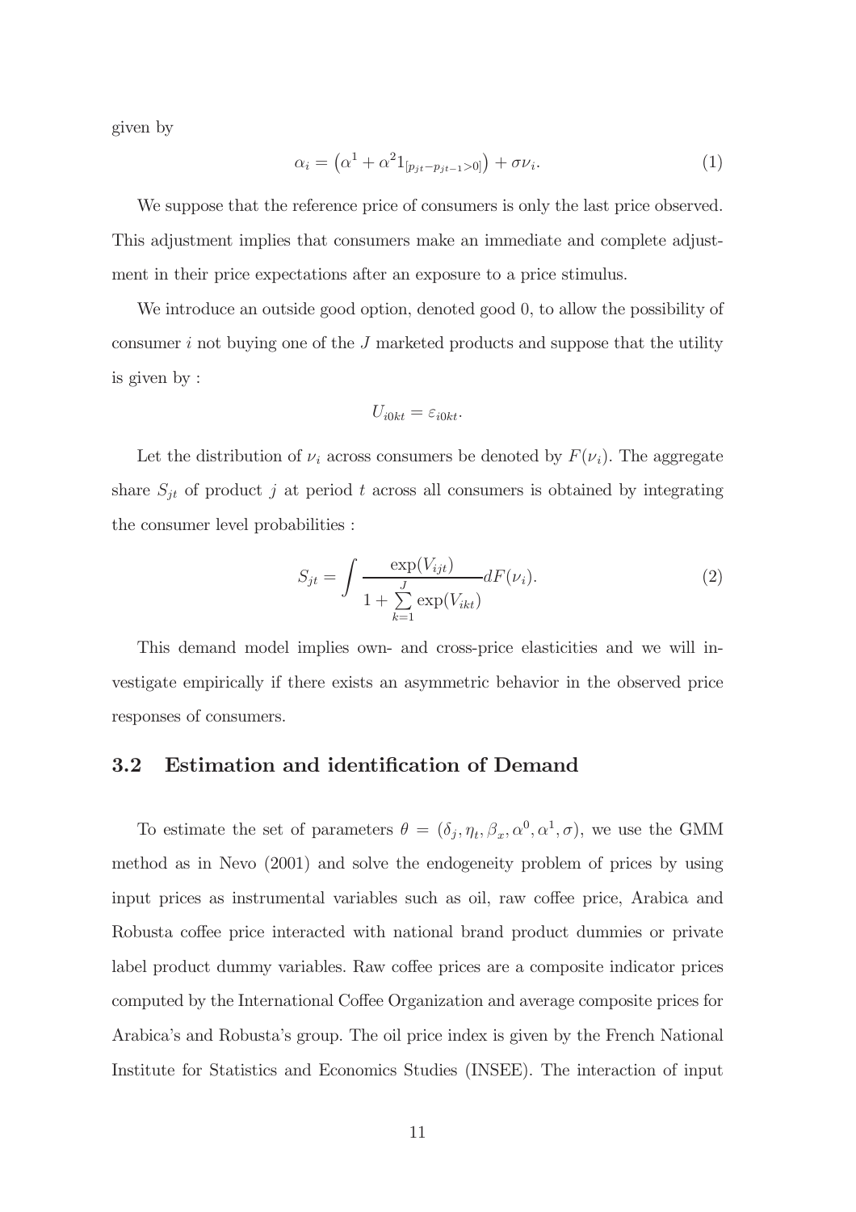given by

$$\alpha_i = \left(\alpha^1 + \alpha^2 1_{[p_{jt} - p_{jt-1} > 0]}\right) + \sigma \nu_i. \tag{1}$$

We suppose that the reference price of consumers is only the last price observed. This adjustment implies that consumers make an immediate and complete adjustment in their price expectations after an exposure to a price stimulus.

We introduce an outside good option, denoted good 0, to allow the possibility of consumer $i$ not buying one of the $J$ marketed products and suppose that the utility is given by :

$$U_{i0kt} = \varepsilon_{i0kt}.$$

Let the distribution of $\nu_i$ across consumers be denoted by $F(\nu_i)$. The aggregate share $S_{jt}$ of product $j$ at period $t$ across all consumers is obtained by integrating the consumer level probabilities :

$$S_{jt} = \int \frac{\exp(V_{ijt})}{1 + \sum_{k=1}^{J} \exp(V_{ikt})} dF(\nu_i). \tag{2}$$

This demand model implies own- and cross-price elasticities and we will investigate empirically if there exists an asymmetric behavior in the observed price responses of consumers.

### 3.2 Estimation and identification of Demand

To estimate the set of parameters $\theta = (\delta_j, \eta_t, \beta_x, \alpha^0, \alpha^1, \sigma)$, we use the GMM method as in Nevo (2001) and solve the endogeneity problem of prices by using input prices as instrumental variables such as oil, raw coffee price, Arabica and Robusta coffee price interacted with national brand product dummies or private label product dummy variables. Raw coffee prices are a composite indicator prices computed by the International Coffee Organization and average composite prices for Arabica's and Robusta's group. The oil price index is given by the French National Institute for Statistics and Economics Studies (INSEE). The interaction of input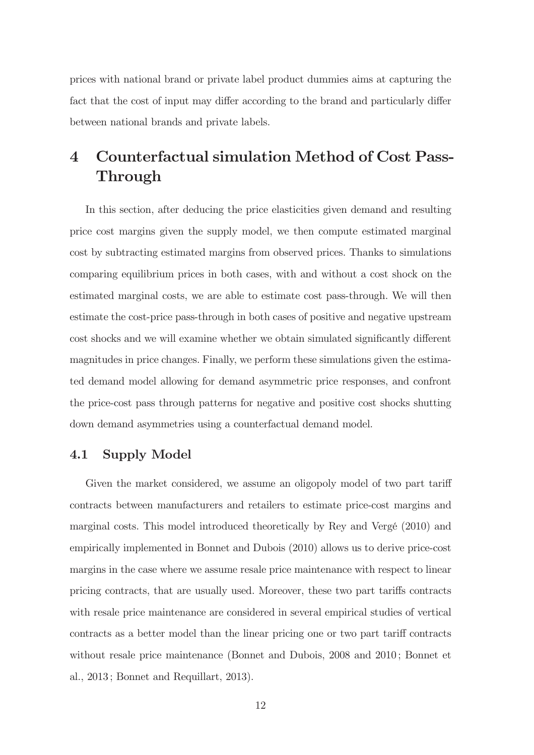prices with national brand or private label product dummies aims at capturing the fact that the cost of input may differ according to the brand and particularly differ between national brands and private labels.

# 4 Counterfactual simulation Method of Cost Pass-Through

In this section, after deducing the price elasticities given demand and resulting price cost margins given the supply model, we then compute estimated marginal cost by subtracting estimated margins from observed prices. Thanks to simulations comparing equilibrium prices in both cases, with and without a cost shock on the estimated marginal costs, we are able to estimate cost pass-through. We will then estimate the cost-price pass-through in both cases of positive and negative upstream cost shocks and we will examine whether we obtain simulated significantly different magnitudes in price changes. Finally, we perform these simulations given the estimated demand model allowing for demand asymmetric price responses, and confront the price-cost pass through patterns for negative and positive cost shocks shutting down demand asymmetries using a counterfactual demand model.

## 4.1 Supply Model

Given the market considered, we assume an oligopoly model of two part tariff contracts between manufacturers and retailers to estimate price-cost margins and marginal costs. This model introduced theoretically by Rey and Vergé (2010) and empirically implemented in Bonnet and Dubois (2010) allows us to derive price-cost margins in the case where we assume resale price maintenance with respect to linear pricing contracts, that are usually used. Moreover, these two part tariffs contracts with resale price maintenance are considered in several empirical studies of vertical contracts as a better model than the linear pricing one or two part tariff contracts without resale price maintenance (Bonnet and Dubois, 2008 and 2010 ; Bonnet et al., 2013 ; Bonnet and Requillart, 2013).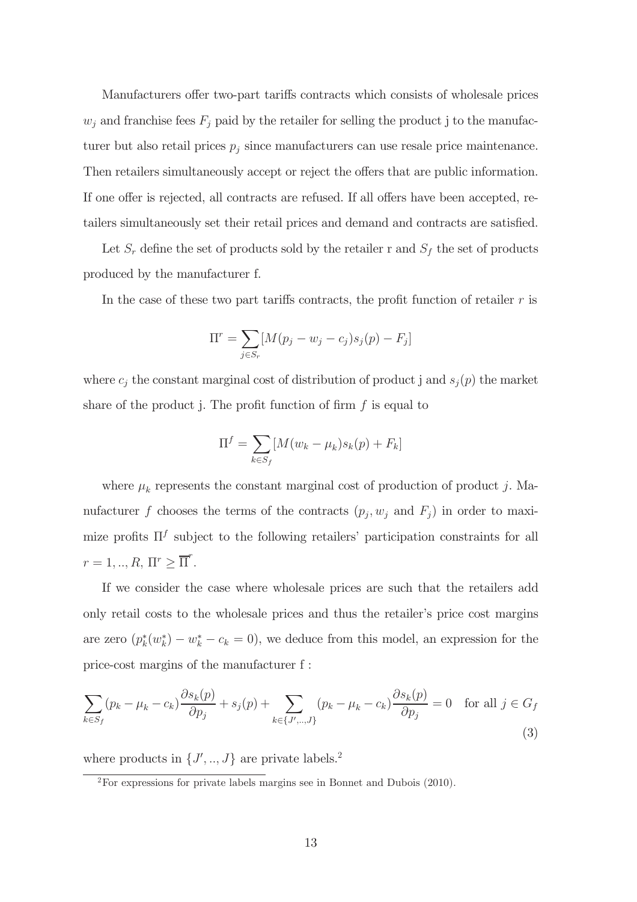Manufacturers offer two-part tariffs contracts which consists of wholesale prices $w_j$ and franchise fees $F_j$ paid by the retailer for selling the product j to the manufacturer but also retail prices $p_j$ since manufacturers can use resale price maintenance. Then retailers simultaneously accept or reject the offers that are public information. If one offer is rejected, all contracts are refused. If all offers have been accepted, retailers simultaneously set their retail prices and demand and contracts are satisfied.

Let $S_r$ define the set of products sold by the retailer r and $S_f$ the set of products produced by the manufacturer f.

In the case of these two part tariffs contracts, the profit function of retailer $r$ is

$$\Pi^r = \sum_{j \in S_r} [M(p_j - w_j - c_j)s_j(p) - F_j]$$

where $c_j$ the constant marginal cost of distribution of product j and $s_j(p)$ the market share of the product j. The profit function of firm $f$ is equal to

$$\Pi^f = \sum_{k \in S_f} [M(w_k - \mu_k)s_k(p) + F_k]$$

where $\mu_k$ represents the constant marginal cost of production of product $j$. Manufacturer $f$ chooses the terms of the contracts ($p_j, w_j$ and $F_j$) in order to maximize profits $\Pi^f$ subject to the following retailers' participation constraints for all $r = 1, .., R$, $\Pi^r \geq \overline{\Pi}^r$.

If we consider the case where wholesale prices are such that the retailers add only retail costs to the wholesale prices and thus the retailer's price cost margins are zero ($p_k^*(w_k^*) - w_k^* - c_k = 0$), we deduce from this model, an expression for the price-cost margins of the manufacturer f :

$$\sum_{k \in S_f} (p_k - \mu_k - c_k) \frac{\partial s_k(p)}{\partial p_j} + s_j(p) + \sum_{k \in \{J',..,J\}} (p_k - \mu_k - c_k) \frac{\partial s_k(p)}{\partial p_j} = 0 \quad \text{for all } j \in G_f \tag{3}$$

where products in $\{J', .., J\}$ are private labels.[2]

[2] For expressions for private labels margins see in Bonnet and Dubois (2010).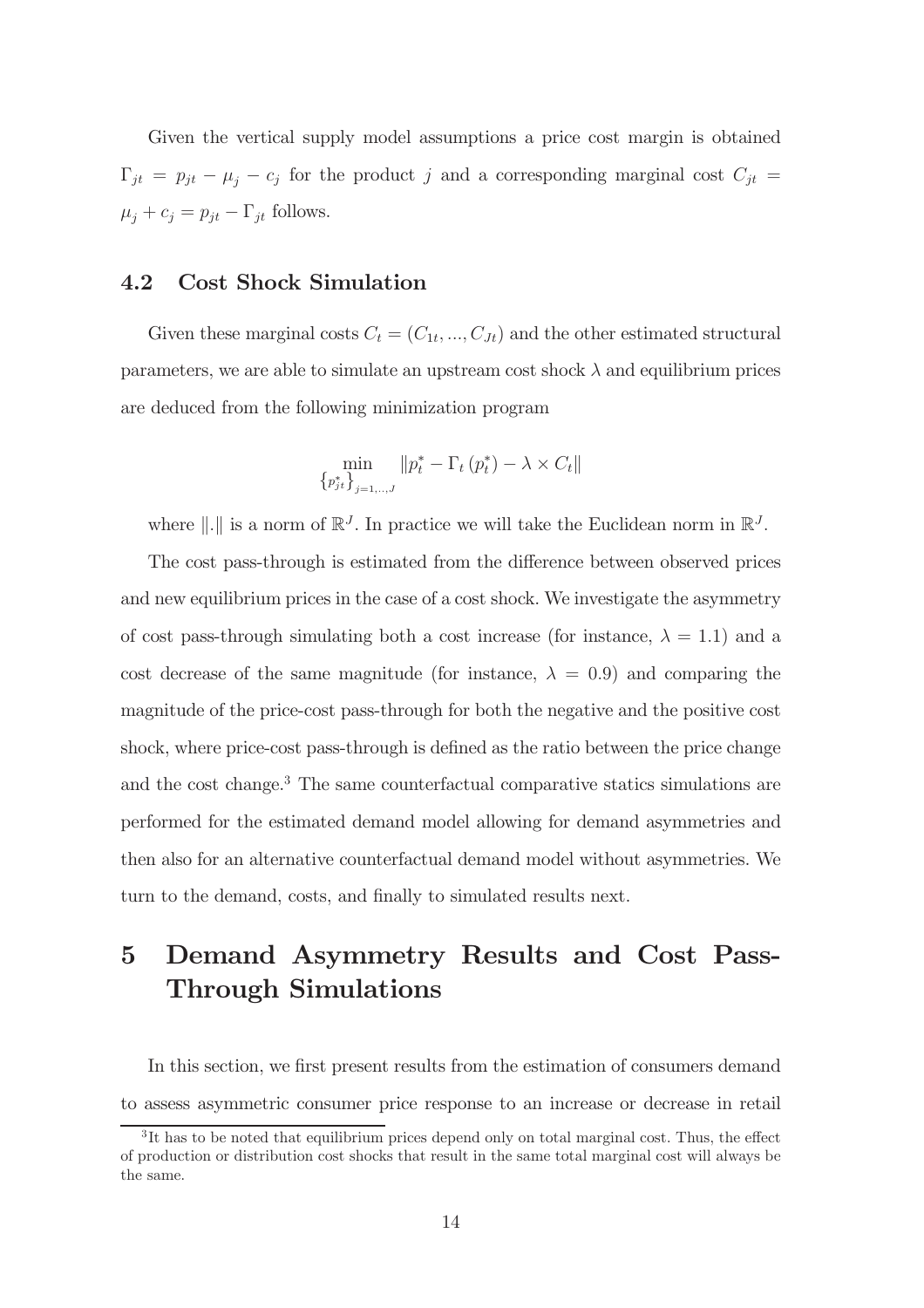Given the vertical supply model assumptions a price cost margin is obtained $\Gamma_{jt} = p_{jt} - \mu_j - c_j$ for the product $j$ and a corresponding marginal cost $C_{jt} = \mu_j + c_j = p_{jt} - \Gamma_{jt}$ follows.

### 4.2 Cost Shock Simulation

Given these marginal costs $C_t = (C_{1t}, ..., C_{Jt})$ and the other estimated structural parameters, we are able to simulate an upstream cost shock $\lambda$ and equilibrium prices are deduced from the following minimization program

$$\min_{\{p_{jt}^*\}_{j=1,...,J}} \|p_t^* - \Gamma_t(p_t^*) - \lambda \times C_t\|$$

where $\|.\|$ is a norm of $\mathbb{R}^J$. In practice we will take the Euclidean norm in $\mathbb{R}^J$.

The cost pass-through is estimated from the difference between observed prices and new equilibrium prices in the case of a cost shock. We investigate the asymmetry of cost pass-through simulating both a cost increase (for instance, $\lambda = 1.1$) and a cost decrease of the same magnitude (for instance, $\lambda = 0.9$) and comparing the magnitude of the price-cost pass-through for both the negative and the positive cost shock, where price-cost pass-through is defined as the ratio between the price change and the cost change.[3] The same counterfactual comparative statics simulations are performed for the estimated demand model allowing for demand asymmetries and then also for an alternative counterfactual demand model without asymmetries. We turn to the demand, costs, and finally to simulated results next.

# 5 Demand Asymmetry Results and Cost Pass-Through Simulations

In this section, we first present results from the estimation of consumers demand to assess asymmetric consumer price response to an increase or decrease in retail

[3] It has to be noted that equilibrium prices depend only on total marginal cost. Thus, the effect of production or distribution cost shocks that result in the same total marginal cost will always be the same.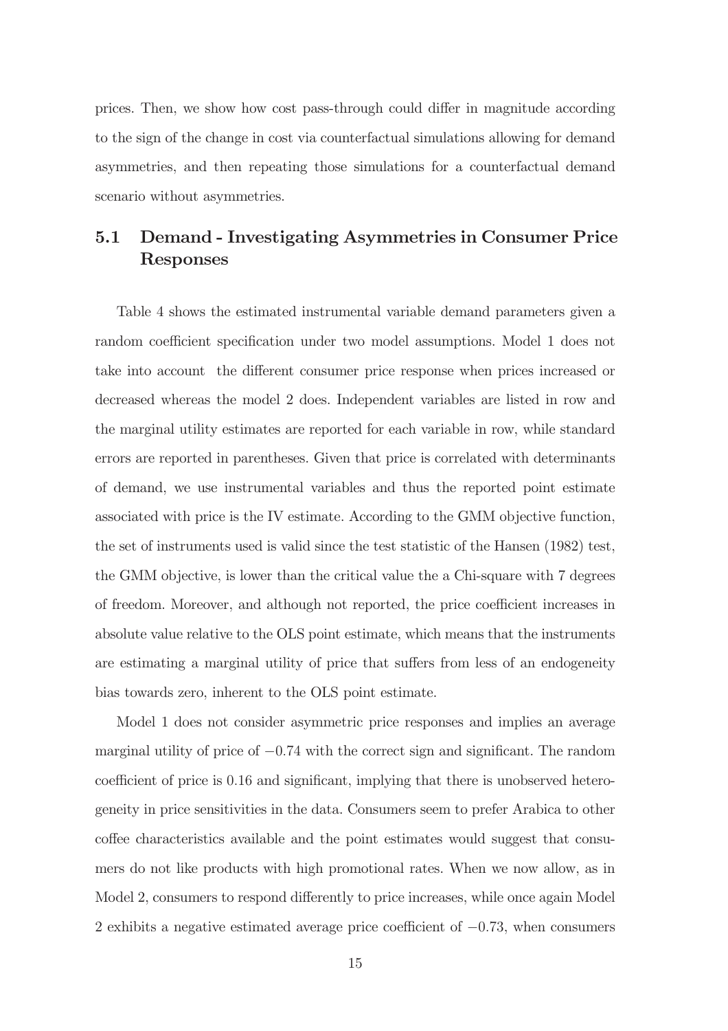prices. Then, we show how cost pass-through could differ in magnitude according to the sign of the change in cost via counterfactual simulations allowing for demand asymmetries, and then repeating those simulations for a counterfactual demand scenario without asymmetries.

## 5.1 Demand - Investigating Asymmetries in Consumer Price Responses

Table 4 shows the estimated instrumental variable demand parameters given a random coefficient specification under two model assumptions. Model 1 does not take into account the different consumer price response when prices increased or decreased whereas the model 2 does. Independent variables are listed in row and the marginal utility estimates are reported for each variable in row, while standard errors are reported in parentheses. Given that price is correlated with determinants of demand, we use instrumental variables and thus the reported point estimate associated with price is the IV estimate. According to the GMM objective function, the set of instruments used is valid since the test statistic of the Hansen (1982) test, the GMM objective, is lower than the critical value the a Chi-square with 7 degrees of freedom. Moreover, and although not reported, the price coefficient increases in absolute value relative to the OLS point estimate, which means that the instruments are estimating a marginal utility of price that suffers from less of an endogeneity bias towards zero, inherent to the OLS point estimate.

Model 1 does not consider asymmetric price responses and implies an average marginal utility of price of $-0.74$ with the correct sign and significant. The random coefficient of price is 0.16 and significant, implying that there is unobserved heterogeneity in price sensitivities in the data. Consumers seem to prefer Arabica to other coffee characteristics available and the point estimates would suggest that consumers do not like products with high promotional rates. When we now allow, as in Model 2, consumers to respond differently to price increases, while once again Model 2 exhibits a negative estimated average price coefficient of $-0.73$, when consumers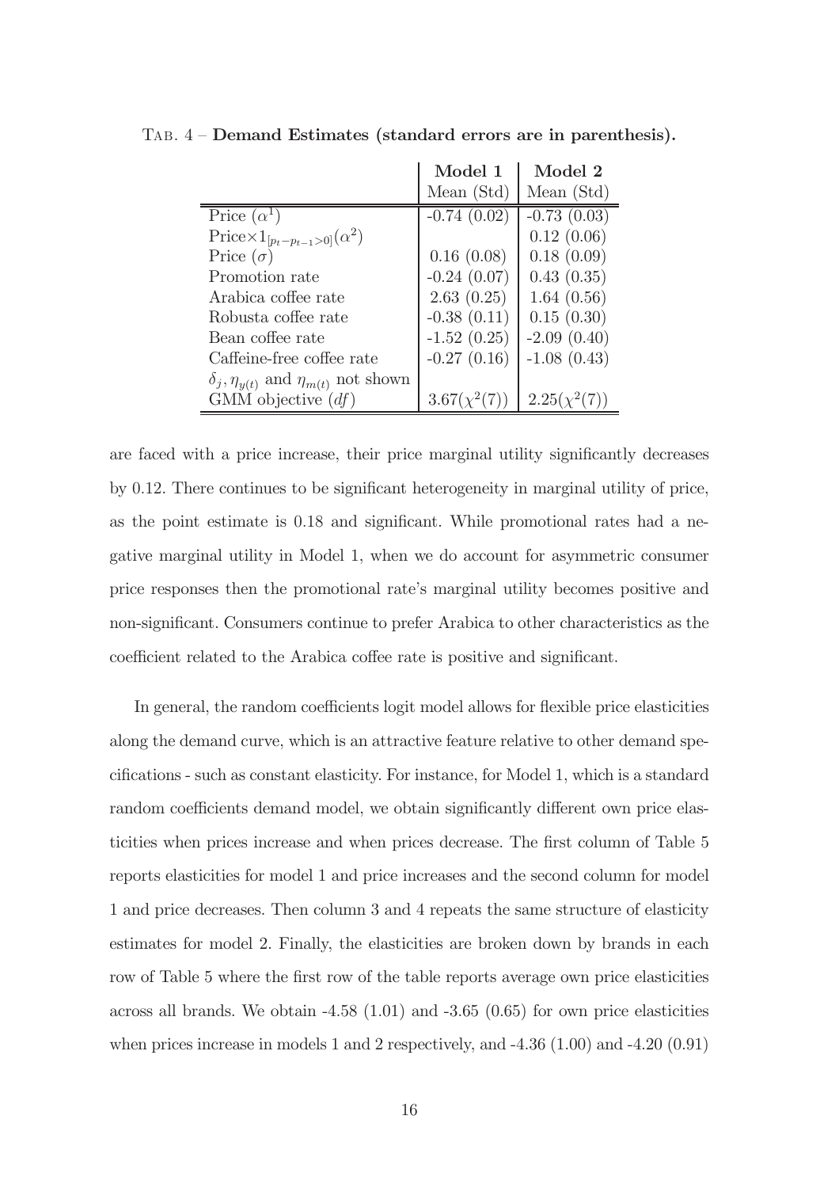Tab. 4 – **Demand Estimates (standard errors are in parenthesis).**

| | **Model 1** | **Model 2** |
|---|---|---|
| | Mean (Std) | Mean (Std) |
| Price ($\alpha^1$) | -0.74 (0.02) | -0.73 (0.03) |
| Price$\times 1_{[p_t - p_{t-1} > 0]}(\alpha^2)$ | | 0.12 (0.06) |
| Price ($\sigma$) | 0.16 (0.08) | 0.18 (0.09) |
| Promotion rate | -0.24 (0.07) | 0.43 (0.35) |
| Arabica coffee rate | 2.63 (0.25) | 1.64 (0.56) |
| Robusta coffee rate | -0.38 (0.11) | 0.15 (0.30) |
| Bean coffee rate | -1.52 (0.25) | -2.09 (0.40) |
| Caffeine-free coffee rate | -0.27 (0.16) | -1.08 (0.43) |
| $\delta_j, \eta_{y(t)}$ and $\eta_{m(t)}$ not shown | | |
| GMM objective (*df*) | $3.67(\chi^2(7))$ | $2.25(\chi^2(7))$ |

are faced with a price increase, their price marginal utility significantly decreases by 0.12. There continues to be significant heterogeneity in marginal utility of price, as the point estimate is 0.18 and significant. While promotional rates had a negative marginal utility in Model 1, when we do account for asymmetric consumer price responses then the promotional rate's marginal utility becomes positive and non-significant. Consumers continue to prefer Arabica to other characteristics as the coefficient related to the Arabica coffee rate is positive and significant.

In general, the random coefficients logit model allows for flexible price elasticities along the demand curve, which is an attractive feature relative to other demand specifications - such as constant elasticity. For instance, for Model 1, which is a standard random coefficients demand model, we obtain significantly different own price elasticities when prices increase and when prices decrease. The first column of Table 5 reports elasticities for model 1 and price increases and the second column for model 1 and price decreases. Then column 3 and 4 repeats the same structure of elasticity estimates for model 2. Finally, the elasticities are broken down by brands in each row of Table 5 where the first row of the table reports average own price elasticities across all brands. We obtain -4.58 (1.01) and -3.65 (0.65) for own price elasticities when prices increase in models 1 and 2 respectively, and -4.36 (1.00) and -4.20 (0.91)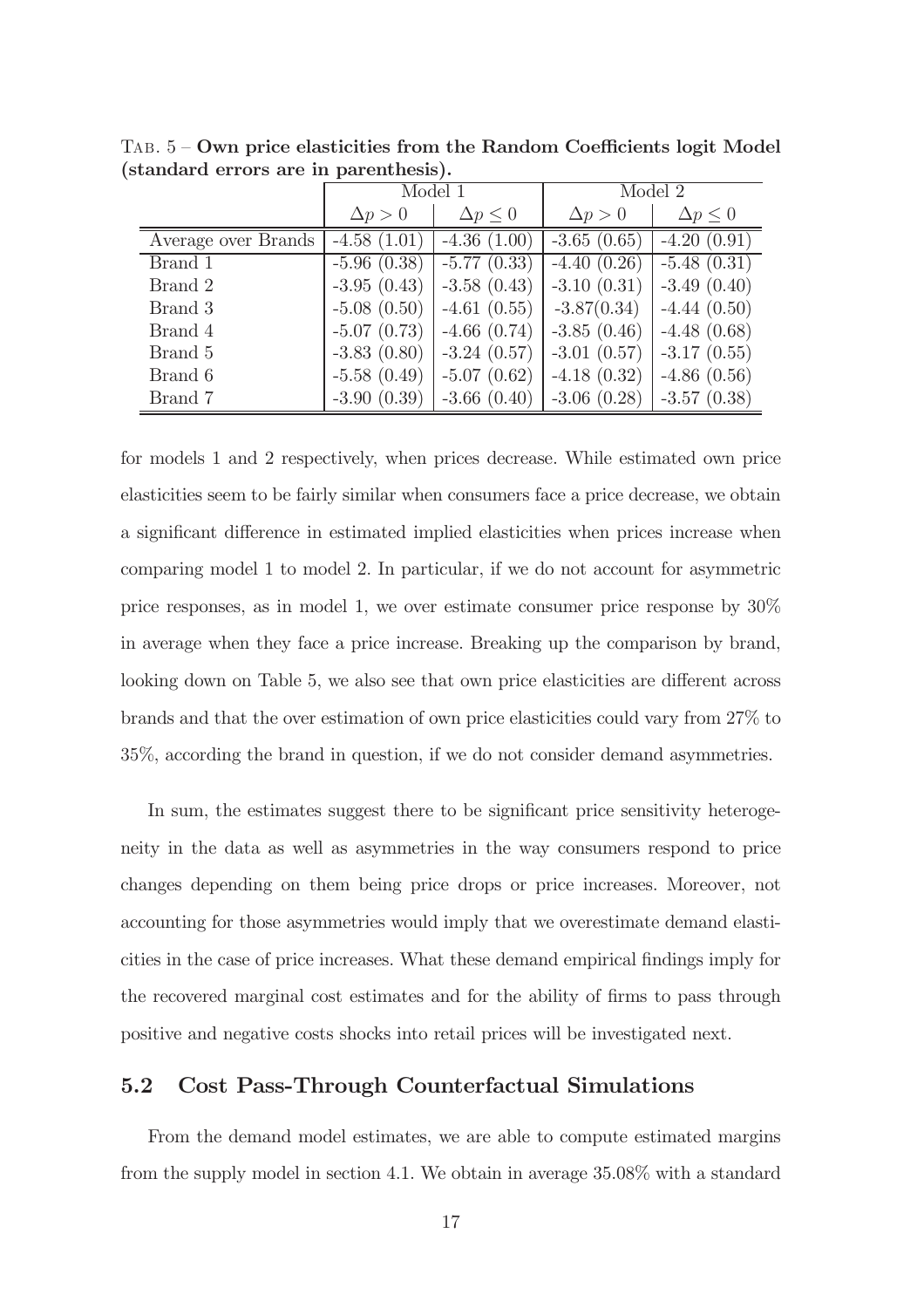TAB. 5 – **Own price elasticities from the Random Coefficients logit Model (standard errors are in parenthesis).**

| | Model 1 | | Model 2 | |
|---|---|---|---|---|
| | $\Delta p > 0$ | $\Delta p \leq 0$ | $\Delta p > 0$ | $\Delta p \leq 0$ |
| Average over Brands | -4.58 (1.01) | -4.36 (1.00) | -3.65 (0.65) | -4.20 (0.91) |
| Brand 1 | -5.96 (0.38) | -5.77 (0.33) | -4.40 (0.26) | -5.48 (0.31) |
| Brand 2 | -3.95 (0.43) | -3.58 (0.43) | -3.10 (0.31) | -3.49 (0.40) |
| Brand 3 | -5.08 (0.50) | -4.61 (0.55) | -3.87(0.34) | -4.44 (0.50) |
| Brand 4 | -5.07 (0.73) | -4.66 (0.74) | -3.85 (0.46) | -4.48 (0.68) |
| Brand 5 | -3.83 (0.80) | -3.24 (0.57) | -3.01 (0.57) | -3.17 (0.55) |
| Brand 6 | -5.58 (0.49) | -5.07 (0.62) | -4.18 (0.32) | -4.86 (0.56) |
| Brand 7 | -3.90 (0.39) | -3.66 (0.40) | -3.06 (0.28) | -3.57 (0.38) |

for models 1 and 2 respectively, when prices decrease. While estimated own price elasticities seem to be fairly similar when consumers face a price decrease, we obtain a significant difference in estimated implied elasticities when prices increase when comparing model 1 to model 2. In particular, if we do not account for asymmetric price responses, as in model 1, we over estimate consumer price response by 30% in average when they face a price increase. Breaking up the comparison by brand, looking down on Table 5, we also see that own price elasticities are different across brands and that the over estimation of own price elasticities could vary from 27% to 35%, according the brand in question, if we do not consider demand asymmetries.

In sum, the estimates suggest there to be significant price sensitivity heterogeneity in the data as well as asymmetries in the way consumers respond to price changes depending on them being price drops or price increases. Moreover, not accounting for those asymmetries would imply that we overestimate demand elasticities in the case of price increases. What these demand empirical findings imply for the recovered marginal cost estimates and for the ability of firms to pass through positive and negative costs shocks into retail prices will be investigated next.

## 5.2 Cost Pass-Through Counterfactual Simulations

From the demand model estimates, we are able to compute estimated margins from the supply model in section 4.1. We obtain in average 35.08% with a standard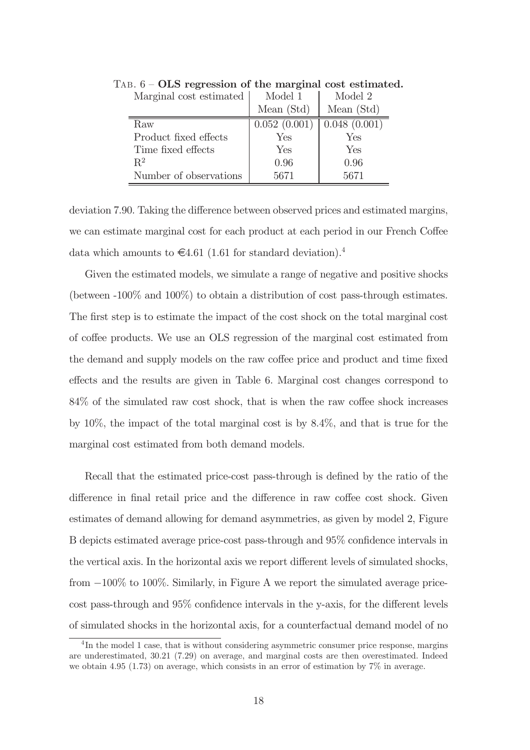TAB. 6 – **OLS regression of the marginal cost estimated.**

| Marginal cost estimated | Model 1 | Model 2 |
|---|---|---|
| | Mean (Std) | Mean (Std) |
| Raw | 0.052 (0.001) | 0.048 (0.001) |
| Product fixed effects | Yes | Yes |
| Time fixed effects | Yes | Yes |
| $R^2$ | 0.96 | 0.96 |
| Number of observations | 5671 | 5671 |

deviation 7.90. Taking the difference between observed prices and estimated margins, we can estimate marginal cost for each product at each period in our French Coffee data which amounts to €4.61 (1.61 for standard deviation).[4]

Given the estimated models, we simulate a range of negative and positive shocks (between -100% and 100%) to obtain a distribution of cost pass-through estimates. The first step is to estimate the impact of the cost shock on the total marginal cost of coffee products. We use an OLS regression of the marginal cost estimated from the demand and supply models on the raw coffee price and product and time fixed effects and the results are given in Table 6. Marginal cost changes correspond to 84% of the simulated raw cost shock, that is when the raw coffee shock increases by 10%, the impact of the total marginal cost is by 8.4%, and that is true for the marginal cost estimated from both demand models.

Recall that the estimated price-cost pass-through is defined by the ratio of the difference in final retail price and the difference in raw coffee cost shock. Given estimates of demand allowing for demand asymmetries, as given by model 2, Figure B depicts estimated average price-cost pass-through and 95% confidence intervals in the vertical axis. In the horizontal axis we report different levels of simulated shocks, from $-100\%$ to 100%. Similarly, in Figure A we report the simulated average price-cost pass-through and 95% confidence intervals in the y-axis, for the different levels of simulated shocks in the horizontal axis, for a counterfactual demand model of no

[4] In the model 1 case, that is without considering asymmetric consumer price response, margins are underestimated, 30.21 (7.29) on average, and marginal costs are then overestimated. Indeed we obtain 4.95 (1.73) on average, which consists in an error of estimation by 7% in average.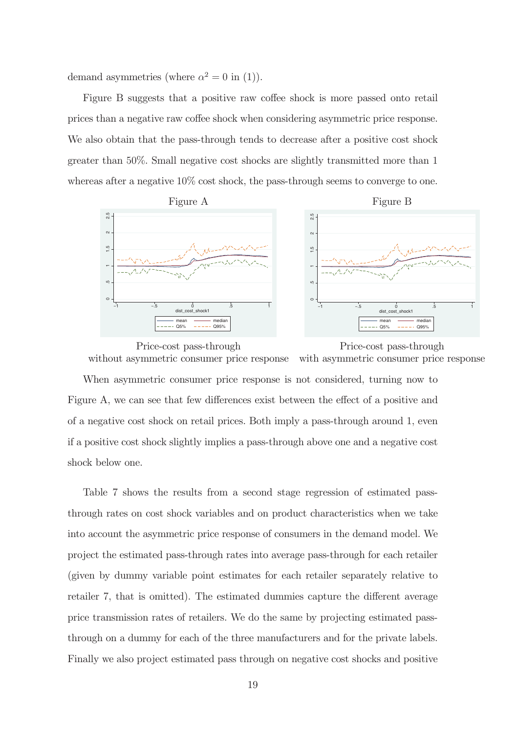demand asymmetries (where $\alpha^2 = 0$ in (1)).

Figure B suggests that a positive raw coffee shock is more passed onto retail prices than a negative raw coffee shock when considering asymmetric price response. We also obtain that the pass-through tends to decrease after a positive cost shock greater than 50%. Small negative cost shocks are slightly transmitted more than 1 whereas after a negative 10% cost shock, the pass-through seems to converge to one.

Figure A

Price-cost pass-through without asymmetric consumer price response

Figure B

Price-cost pass-through with asymmetric consumer price response

When asymmetric consumer price response is not considered, turning now to Figure A, we can see that few differences exist between the effect of a positive and of a negative cost shock on retail prices. Both imply a pass-through around 1, even if a positive cost shock slightly implies a pass-through above one and a negative cost shock below one.

Table 7 shows the results from a second stage regression of estimated pass-through rates on cost shock variables and on product characteristics when we take into account the asymmetric price response of consumers in the demand model. We project the estimated pass-through rates into average pass-through for each retailer (given by dummy variable point estimates for each retailer separately relative to retailer 7, that is omitted). The estimated dummies capture the different average price transmission rates of retailers. We do the same by projecting estimated pass-through on a dummy for each of the three manufacturers and for the private labels. Finally we also project estimated pass through on negative cost shocks and positive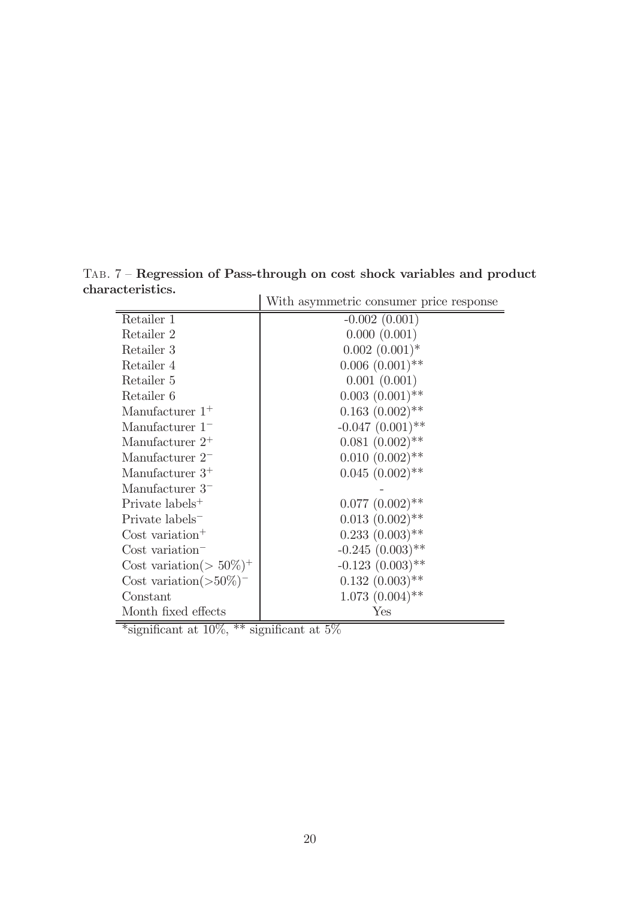TAB. 7 – **Regression of Pass-through on cost shock variables and product characteristics.**

| | With asymmetric consumer price response |
|---|---|
| Retailer 1 | -0.002 (0.001) |
| Retailer 2 | 0.000 (0.001) |
| Retailer 3 | 0.002 (0.001)* |
| Retailer 4 | 0.006 (0.001)** |
| Retailer 5 | 0.001 (0.001) |
| Retailer 6 | 0.003 (0.001)** |
| Manufacturer $1^+$ | 0.163 (0.002)** |
| Manufacturer $1^-$ | -0.047 (0.001)** |
| Manufacturer $2^+$ | 0.081 (0.002)** |
| Manufacturer $2^-$ | 0.010 (0.002)** |
| Manufacturer $3^+$ | 0.045 (0.002)** |
| Manufacturer $3^-$ | - |
| Private labels$^+$ | 0.077 (0.002)** |
| Private labels$^-$ | 0.013 (0.002)** |
| Cost variation$^+$ | 0.233 (0.003)** |
| Cost variation$^-$ | -0.245 (0.003)** |
| Cost variation$(> 50\%)^+$ | -0.123 (0.003)** |
| Cost variation$(>50\%)^-$ | 0.132 (0.003)** |
| Constant | 1.073 (0.004)** |
| Month fixed effects | Yes |

*significant at 10%, ** significant at 5%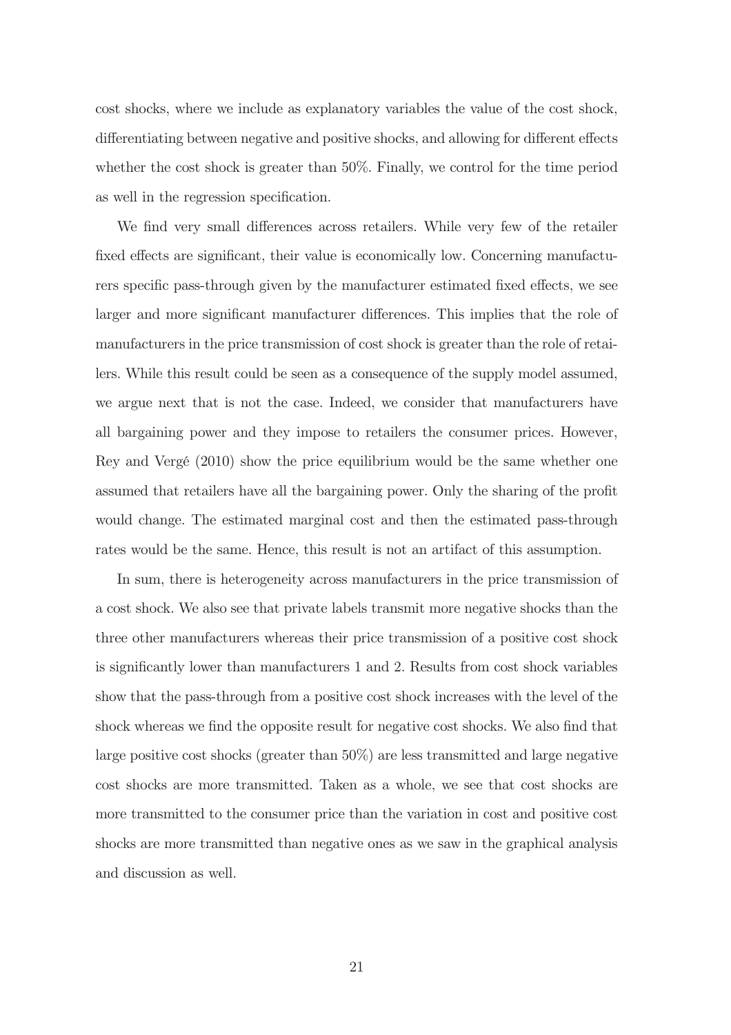cost shocks, where we include as explanatory variables the value of the cost shock, differentiating between negative and positive shocks, and allowing for different effects whether the cost shock is greater than 50%. Finally, we control for the time period as well in the regression specification.

We find very small differences across retailers. While very few of the retailer fixed effects are significant, their value is economically low. Concerning manufacturers specific pass-through given by the manufacturer estimated fixed effects, we see larger and more significant manufacturer differences. This implies that the role of manufacturers in the price transmission of cost shock is greater than the role of retailers. While this result could be seen as a consequence of the supply model assumed, we argue next that is not the case. Indeed, we consider that manufacturers have all bargaining power and they impose to retailers the consumer prices. However, Rey and Vergé (2010) show the price equilibrium would be the same whether one assumed that retailers have all the bargaining power. Only the sharing of the profit would change. The estimated marginal cost and then the estimated pass-through rates would be the same. Hence, this result is not an artifact of this assumption.

In sum, there is heterogeneity across manufacturers in the price transmission of a cost shock. We also see that private labels transmit more negative shocks than the three other manufacturers whereas their price transmission of a positive cost shock is significantly lower than manufacturers 1 and 2. Results from cost shock variables show that the pass-through from a positive cost shock increases with the level of the shock whereas we find the opposite result for negative cost shocks. We also find that large positive cost shocks (greater than 50%) are less transmitted and large negative cost shocks are more transmitted. Taken as a whole, we see that cost shocks are more transmitted to the consumer price than the variation in cost and positive cost shocks are more transmitted than negative ones as we saw in the graphical analysis and discussion as well.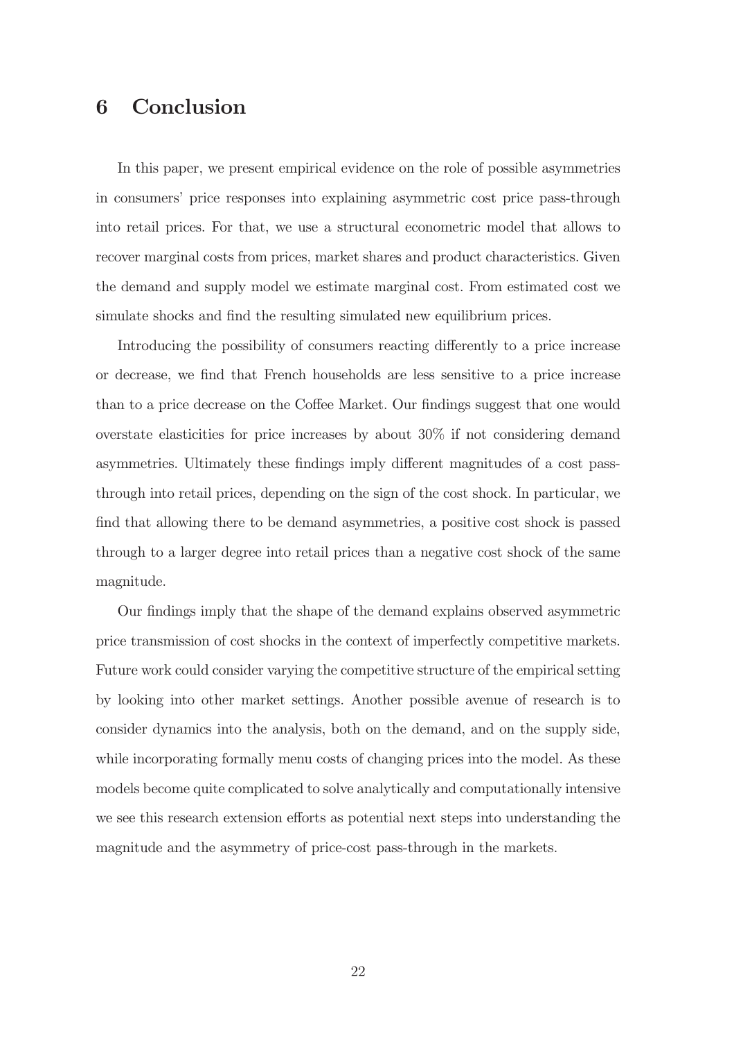# 6 Conclusion

In this paper, we present empirical evidence on the role of possible asymmetries in consumers' price responses into explaining asymmetric cost price pass-through into retail prices. For that, we use a structural econometric model that allows to recover marginal costs from prices, market shares and product characteristics. Given the demand and supply model we estimate marginal cost. From estimated cost we simulate shocks and find the resulting simulated new equilibrium prices.

Introducing the possibility of consumers reacting differently to a price increase or decrease, we find that French households are less sensitive to a price increase than to a price decrease on the Coffee Market. Our findings suggest that one would overstate elasticities for price increases by about 30% if not considering demand asymmetries. Ultimately these findings imply different magnitudes of a cost pass-through into retail prices, depending on the sign of the cost shock. In particular, we find that allowing there to be demand asymmetries, a positive cost shock is passed through to a larger degree into retail prices than a negative cost shock of the same magnitude.

Our findings imply that the shape of the demand explains observed asymmetric price transmission of cost shocks in the context of imperfectly competitive markets. Future work could consider varying the competitive structure of the empirical setting by looking into other market settings. Another possible avenue of research is to consider dynamics into the analysis, both on the demand, and on the supply side, while incorporating formally menu costs of changing prices into the model. As these models become quite complicated to solve analytically and computationally intensive we see this research extension efforts as potential next steps into understanding the magnitude and the asymmetry of price-cost pass-through in the markets.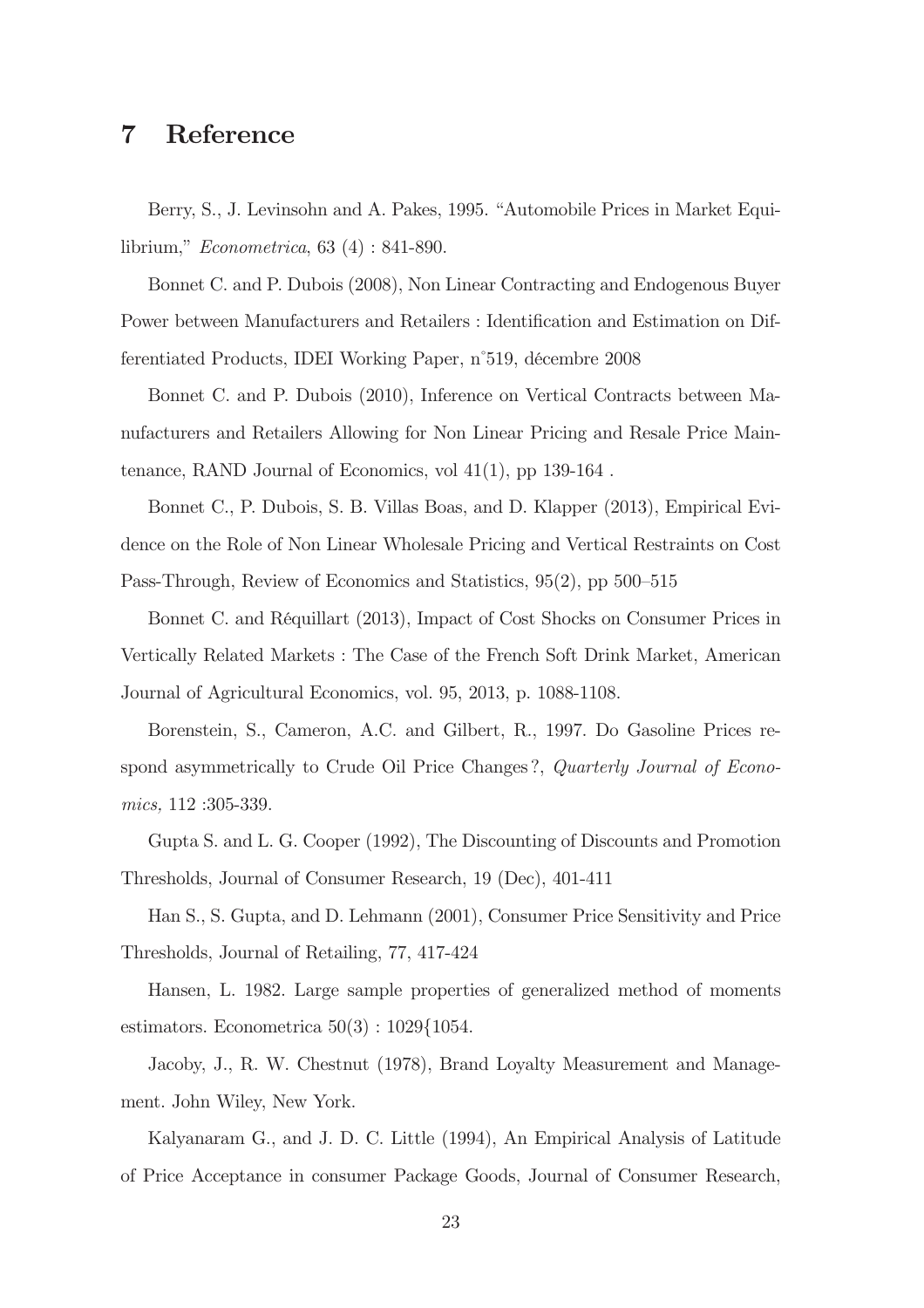# 7 Reference

Berry, S., J. Levinsohn and A. Pakes, 1995. "Automobile Prices in Market Equilibrium," *Econometrica*, 63 (4) : 841-890.

Bonnet C. and P. Dubois (2008), Non Linear Contracting and Endogenous Buyer Power between Manufacturers and Retailers : Identification and Estimation on Differentiated Products, IDEI Working Paper, n°519, décembre 2008

Bonnet C. and P. Dubois (2010), Inference on Vertical Contracts between Manufacturers and Retailers Allowing for Non Linear Pricing and Resale Price Maintenance, RAND Journal of Economics, vol 41(1), pp 139-164 .

Bonnet C., P. Dubois, S. B. Villas Boas, and D. Klapper (2013), Empirical Evidence on the Role of Non Linear Wholesale Pricing and Vertical Restraints on Cost Pass-Through, Review of Economics and Statistics, 95(2), pp 500–515

Bonnet C. and Réquillart (2013), Impact of Cost Shocks on Consumer Prices in Vertically Related Markets : The Case of the French Soft Drink Market, American Journal of Agricultural Economics, vol. 95, 2013, p. 1088-1108.

Borenstein, S., Cameron, A.C. and Gilbert, R., 1997. Do Gasoline Prices respond asymmetrically to Crude Oil Price Changes ?, *Quarterly Journal of Economics,* 112 :305-339.

Gupta S. and L. G. Cooper (1992), The Discounting of Discounts and Promotion Thresholds, Journal of Consumer Research, 19 (Dec), 401-411

Han S., S. Gupta, and D. Lehmann (2001), Consumer Price Sensitivity and Price Thresholds, Journal of Retailing, 77, 417-424

Hansen, L. 1982. Large sample properties of generalized method of moments estimators. Econometrica 50(3) : 1029{1054.

Jacoby, J., R. W. Chestnut (1978), Brand Loyalty Measurement and Management. John Wiley, New York.

Kalyanaram G., and J. D. C. Little (1994), An Empirical Analysis of Latitude of Price Acceptance in consumer Package Goods, Journal of Consumer Research,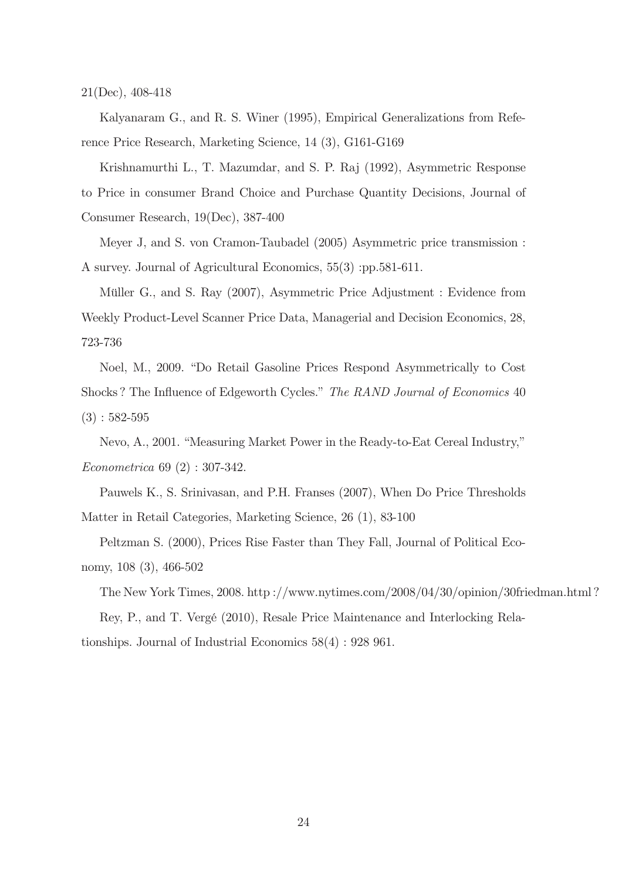21(Dec), 408-418

Kalyanaram G., and R. S. Winer (1995), Empirical Generalizations from Reference Price Research, Marketing Science, 14 (3), G161-G169

Krishnamurthi L., T. Mazumdar, and S. P. Raj (1992), Asymmetric Response to Price in consumer Brand Choice and Purchase Quantity Decisions, Journal of Consumer Research, 19(Dec), 387-400

Meyer J, and S. von Cramon-Taubadel (2005) Asymmetric price transmission : A survey. Journal of Agricultural Economics, 55(3) :pp.581-611.

Müller G., and S. Ray (2007), Asymmetric Price Adjustment : Evidence from Weekly Product-Level Scanner Price Data, Managerial and Decision Economics, 28, 723-736

Noel, M., 2009. "Do Retail Gasoline Prices Respond Asymmetrically to Cost Shocks ? The Influence of Edgeworth Cycles." *The RAND Journal of Economics* 40 (3) : 582-595

Nevo, A., 2001. "Measuring Market Power in the Ready-to-Eat Cereal Industry," *Econometrica* 69 (2) : 307-342.

Pauwels K., S. Srinivasan, and P.H. Franses (2007), When Do Price Thresholds Matter in Retail Categories, Marketing Science, 26 (1), 83-100

Peltzman S. (2000), Prices Rise Faster than They Fall, Journal of Political Economy, 108 (3), 466-502

The New York Times, 2008. http ://www.nytimes.com/2008/04/30/opinion/30friedman.html ?

Rey, P., and T. Vergé (2010), Resale Price Maintenance and Interlocking Relationships. Journal of Industrial Economics 58(4) : 928 961.